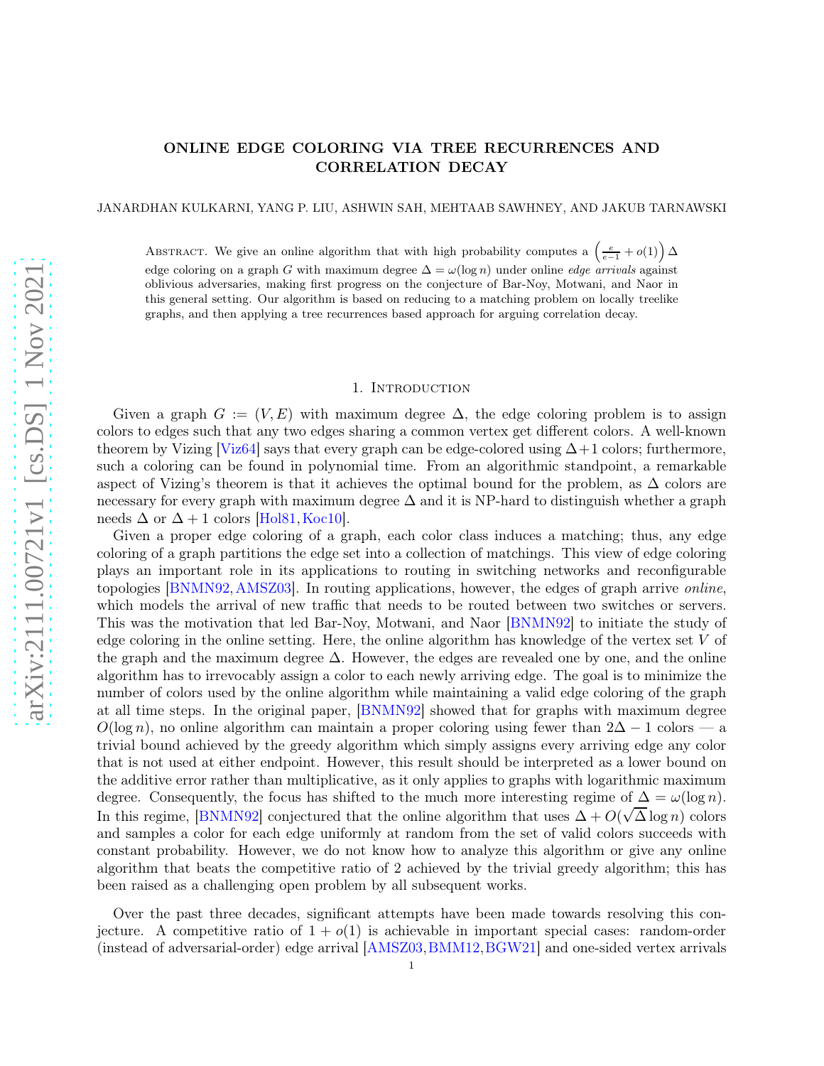# ONLINE EDGE COLORING VIA TREE RECURRENCES AND CORRELATION DECAY

JANARDHAN KULKARNI, YANG P. LIU, ASHWIN SAH, MEHTAAB SAWHNEY, AND JAKUB TARNAWSKI

Abstract. We give an online algorithm that with high probability computes a $\left(\frac{e}{e-1}+o(1)\right)\Delta$ edge coloring on a graph $G$ with maximum degree $\Delta=\omega(\log n)$ under online *edge arrivals* against oblivious adversaries, making first progress on the conjecture of Bar-Noy, Motwani, and Naor in this general setting. Our algorithm is based on reducing to a matching problem on locally treelike graphs, and then applying a tree recurrences based approach for arguing correlation decay.

## 1. Introduction

Given a graph $G:=(V,E)$ with maximum degree $\Delta$, the edge coloring problem is to assign colors to edges such that any two edges sharing a common vertex get different colors. A well-known theorem by Vizing [Viz64] says that every graph can be edge-colored using $\Delta+1$ colors; furthermore, such a coloring can be found in polynomial time. From an algorithmic standpoint, a remarkable aspect of Vizing's theorem is that it achieves the optimal bound for the problem, as $\Delta$ colors are necessary for every graph with maximum degree $\Delta$ and it is NP-hard to distinguish whether a graph needs $\Delta$ or $\Delta+1$ colors [Hol81, Koc10].

Given a proper edge coloring of a graph, each color class induces a matching; thus, any edge coloring of a graph partitions the edge set into a collection of matchings. This view of edge coloring plays an important role in its applications to routing in switching networks and reconfigurable topologies [BNMN92, AMSZ03]. In routing applications, however, the edges of graph arrive *online*, which models the arrival of new traffic that needs to be routed between two switches or servers. This was the motivation that led Bar-Noy, Motwani, and Naor [BNMN92] to initiate the study of edge coloring in the online setting. Here, the online algorithm has knowledge of the vertex set $V$ of the graph and the maximum degree $\Delta$. However, the edges are revealed one by one, and the online algorithm has to irrevocably assign a color to each newly arriving edge. The goal is to minimize the number of colors used by the online algorithm while maintaining a valid edge coloring of the graph at all time steps. In the original paper, [BNMN92] showed that for graphs with maximum degree $O(\log n)$, no online algorithm can maintain a proper coloring using fewer than $2\Delta-1$ colors — a trivial bound achieved by the greedy algorithm which simply assigns every arriving edge any color that is not used at either endpoint. However, this result should be interpreted as a lower bound on the additive error rather than multiplicative, as it only applies to graphs with logarithmic maximum degree. Consequently, the focus has shifted to the much more interesting regime of $\Delta=\omega(\log n)$. In this regime, [BNMN92] conjectured that the online algorithm that uses $\Delta+O(\sqrt{\Delta}\log n)$ colors and samples a color for each edge uniformly at random from the set of valid colors succeeds with constant probability. However, we do not know how to analyze this algorithm or give any online algorithm that beats the competitive ratio of 2 achieved by the trivial greedy algorithm; this has been raised as a challenging open problem by all subsequent works.

Over the past three decades, significant attempts have been made towards resolving this conjecture. A competitive ratio of $1+o(1)$ is achievable in important special cases: random-order (instead of adversarial-order) edge arrival [AMSZ03, BMM12, BGW21] and one-sided vertex arrivals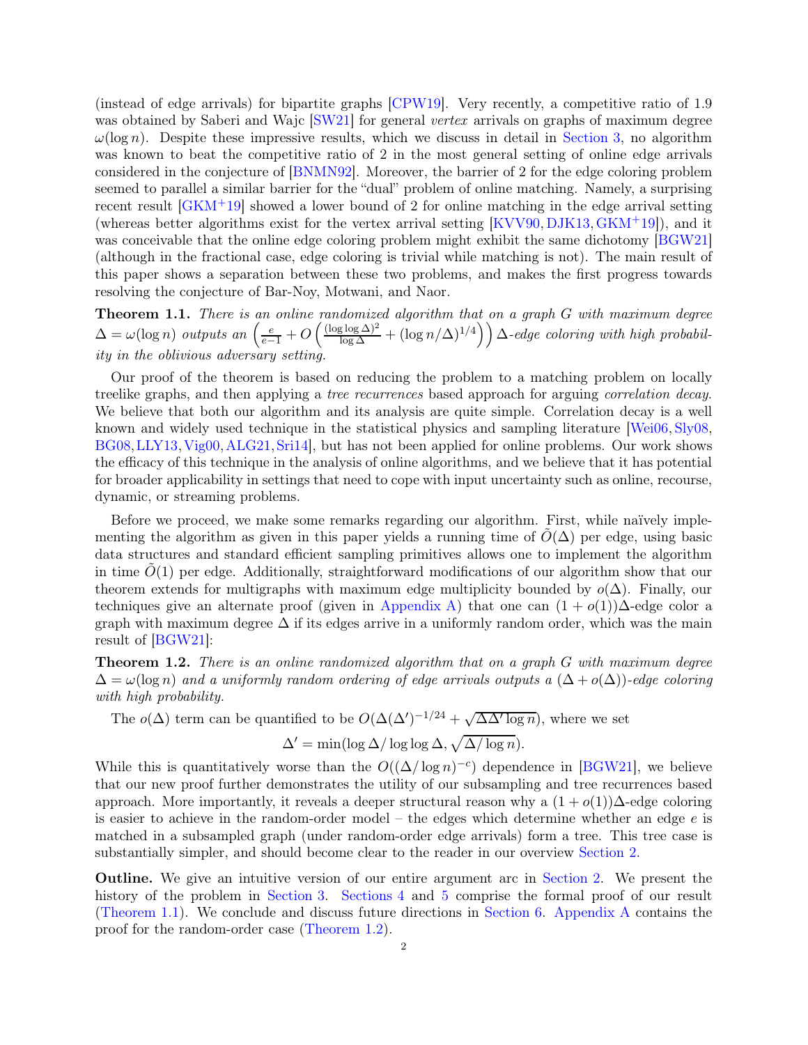(instead of edge arrivals) for bipartite graphs [CPW19]. Very recently, a competitive ratio of 1.9 was obtained by Saberi and Wajc [SW21] for general *vertex* arrivals on graphs of maximum degree $\omega(\log n)$. Despite these impressive results, which we discuss in detail in Section 3, no algorithm was known to beat the competitive ratio of 2 in the most general setting of online edge arrivals considered in the conjecture of [BNMN92]. Moreover, the barrier of 2 for the edge coloring problem seemed to parallel a similar barrier for the "dual" problem of online matching. Namely, a surprising recent result [GKM+19] showed a lower bound of 2 for online matching in the edge arrival setting (whereas better algorithms exist for the vertex arrival setting [KVV90, DJK13, GKM+19]), and it was conceivable that the online edge coloring problem might exhibit the same dichotomy [BGW21] (although in the fractional case, edge coloring is trivial while matching is not). The main result of this paper shows a separation between these two problems, and makes the first progress towards resolving the conjecture of Bar-Noy, Motwani, and Naor.

**Theorem 1.1.** *There is an online randomized algorithm that on a graph $G$ with maximum degree $\Delta = \omega(\log n)$ outputs an $\left(\frac{e}{e-1} + O\left(\frac{(\log\log\Delta)^2}{\log\Delta} + (\log n/\Delta)^{1/4}\right)\right)\Delta$-edge coloring with high probability in the oblivious adversary setting.*

Our proof of the theorem is based on reducing the problem to a matching problem on locally treelike graphs, and then applying a *tree recurrences* based approach for arguing *correlation decay*. We believe that both our algorithm and its analysis are quite simple. Correlation decay is a well known and widely used technique in the statistical physics and sampling literature [Wei06, Sly08, BG08, LLY13, Vig00, ALG21, Sri14], but has not been applied for online problems. Our work shows the efficacy of this technique in the analysis of online algorithms, and we believe that it has potential for broader applicability in settings that need to cope with input uncertainty such as online, recourse, dynamic, or streaming problems.

Before we proceed, we make some remarks regarding our algorithm. First, while naïvely implementing the algorithm as given in this paper yields a running time of $\tilde{O}(\Delta)$ per edge, using basic data structures and standard efficient sampling primitives allows one to implement the algorithm in time $\tilde{O}(1)$ per edge. Additionally, straightforward modifications of our algorithm show that our theorem extends for multigraphs with maximum edge multiplicity bounded by $o(\Delta)$. Finally, our techniques give an alternate proof (given in Appendix A) that one can $(1 + o(1))\Delta$-edge color a graph with maximum degree $\Delta$ if its edges arrive in a uniformly random order, which was the main result of [BGW21]:

**Theorem 1.2.** *There is an online randomized algorithm that on a graph $G$ with maximum degree $\Delta = \omega(\log n)$ and a uniformly random ordering of edge arrivals outputs a $(\Delta + o(\Delta))$-edge coloring with high probability.*

The $o(\Delta)$ term can be quantified to be $O(\Delta(\Delta')^{-1/24} + \sqrt{\Delta\Delta' \log n})$, where we set

$$\Delta' = \min(\log\Delta/\log\log\Delta, \sqrt{\Delta/\log n}).$$

While this is quantitatively worse than the $O((\Delta/\log n)^{-c})$ dependence in [BGW21], we believe that our new proof further demonstrates the utility of our subsampling and tree recurrences based approach. More importantly, it reveals a deeper structural reason why a $(1 + o(1))\Delta$-edge coloring is easier to achieve in the random-order model – the edges which determine whether an edge $e$ is matched in a subsampled graph (under random-order edge arrivals) form a tree. This tree case is substantially simpler, and should become clear to the reader in our overview Section 2.

**Outline.** We give an intuitive version of our entire argument arc in Section 2. We present the history of the problem in Section 3. Sections 4 and 5 comprise the formal proof of our result (Theorem 1.1). We conclude and discuss future directions in Section 6. Appendix A contains the proof for the random-order case (Theorem 1.2).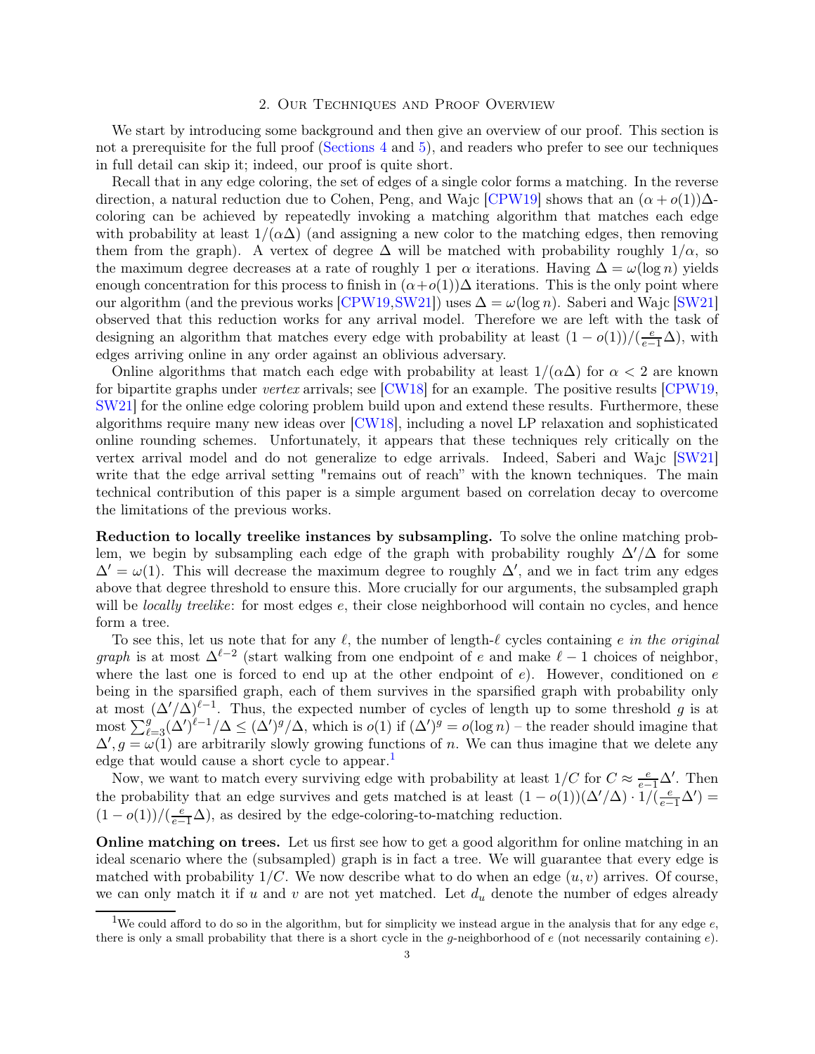## 2. Our Techniques and Proof Overview

We start by introducing some background and then give an overview of our proof. This section is not a prerequisite for the full proof (Sections 4 and 5), and readers who prefer to see our techniques in full detail can skip it; indeed, our proof is quite short.

Recall that in any edge coloring, the set of edges of a single color forms a matching. In the reverse direction, a natural reduction due to Cohen, Peng, and Wajc [CPW19] shows that an $(\alpha + o(1))\Delta$-coloring can be achieved by repeatedly invoking a matching algorithm that matches each edge with probability at least $1/(\alpha\Delta)$ (and assigning a new color to the matching edges, then removing them from the graph). A vertex of degree $\Delta$ will be matched with probability roughly $1/\alpha$, so the maximum degree decreases at a rate of roughly 1 per $\alpha$ iterations. Having $\Delta = \omega(\log n)$ yields enough concentration for this process to finish in $(\alpha+o(1))\Delta$ iterations. This is the only point where our algorithm (and the previous works [CPW19,SW21]) uses $\Delta = \omega(\log n)$. Saberi and Wajc [SW21] observed that this reduction works for any arrival model. Therefore we are left with the task of designing an algorithm that matches every edge with probability at least $(1 - o(1))/(\frac{e}{e-1}\Delta)$, with edges arriving online in any order against an oblivious adversary.

Online algorithms that match each edge with probability at least $1/(\alpha\Delta)$ for $\alpha < 2$ are known for bipartite graphs under *vertex* arrivals; see [CW18] for an example. The positive results [CPW19, SW21] for the online edge coloring problem build upon and extend these results. Furthermore, these algorithms require many new ideas over [CW18], including a novel LP relaxation and sophisticated online rounding schemes. Unfortunately, it appears that these techniques rely critically on the vertex arrival model and do not generalize to edge arrivals. Indeed, Saberi and Wajc [SW21] write that the edge arrival setting "remains out of reach" with the known techniques. The main technical contribution of this paper is a simple argument based on correlation decay to overcome the limitations of the previous works.

**Reduction to locally treelike instances by subsampling.** To solve the online matching problem, we begin by subsampling each edge of the graph with probability roughly $\Delta'/\Delta$ for some $\Delta' = \omega(1)$. This will decrease the maximum degree to roughly $\Delta'$, and we in fact trim any edges above that degree threshold to ensure this. More crucially for our arguments, the subsampled graph will be *locally treelike*: for most edges $e$, their close neighborhood will contain no cycles, and hence form a tree.

To see this, let us note that for any $\ell$, the number of length-$\ell$ cycles containing $e$ *in the original graph* is at most $\Delta^{\ell-2}$ (start walking from one endpoint of $e$ and make $\ell - 1$ choices of neighbor, where the last one is forced to end up at the other endpoint of $e$). However, conditioned on $e$ being in the sparsified graph, each of them survives in the sparsified graph with probability only at most $(\Delta'/\Delta)^{\ell-1}$. Thus, the expected number of cycles of length up to some threshold $g$ is at most $\sum_{\ell=3}^{g}(\Delta')^{\ell-1}/\Delta \le (\Delta')^g/\Delta$, which is $o(1)$ if $(\Delta')^g = o(\log n)$ – the reader should imagine that $\Delta', g = \omega(1)$ are arbitrarily slowly growing functions of $n$. We can thus imagine that we delete any edge that would cause a short cycle to appear.[1]

Now, we want to match every surviving edge with probability at least $1/C$ for $C \approx \frac{e}{e-1}\Delta'$. Then the probability that an edge survives and gets matched is at least $(1 - o(1))(\Delta'/\Delta) \cdot 1/(\frac{e}{e-1}\Delta') = (1 - o(1))/(\frac{e}{e-1}\Delta)$, as desired by the edge-coloring-to-matching reduction.

**Online matching on trees.** Let us first see how to get a good algorithm for online matching in an ideal scenario where the (subsampled) graph is in fact a tree. We will guarantee that every edge is matched with probability $1/C$. We now describe what to do when an edge $(u, v)$ arrives. Of course, we can only match it if $u$ and $v$ are not yet matched. Let $d_u$ denote the number of edges already

[1] We could afford to do so in the algorithm, but for simplicity we instead argue in the analysis that for any edge $e$, there is only a small probability that there is a short cycle in the $g$-neighborhood of $e$ (not necessarily containing $e$).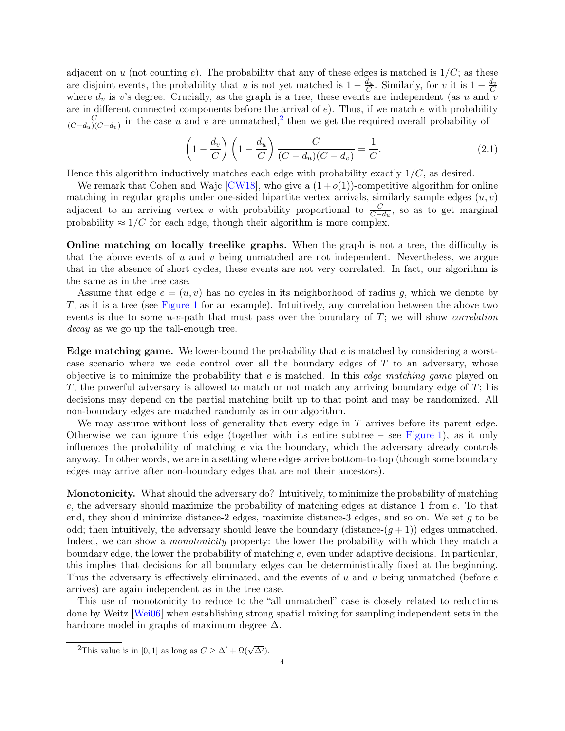adjacent on $u$ (not counting $e$). The probability that any of these edges is matched is $1/C$; as these are disjoint events, the probability that $u$ is not yet matched is $1 - \frac{d_u}{C}$. Similarly, for $v$ it is $1 - \frac{d_v}{C}$ where $d_v$ is $v$'s degree. Crucially, as the graph is a tree, these events are independent (as $u$ and $v$ are in different connected components before the arrival of $e$). Thus, if we match $e$ with probability $\frac{C}{(C-d_u)(C-d_v)}$ in the case $u$ and $v$ are unmatched,[2] then we get the required overall probability of

$$\left(1 - \frac{d_v}{C}\right)\left(1 - \frac{d_u}{C}\right)\frac{C}{(C-d_u)(C-d_v)} = \frac{1}{C}. \tag{2.1}$$

Hence this algorithm inductively matches each edge with probability exactly $1/C$, as desired.

We remark that Cohen and Wajc [CW18], who give a $(1+o(1))$-competitive algorithm for online matching in regular graphs under one-sided bipartite vertex arrivals, similarly sample edges $(u, v)$ adjacent to an arriving vertex $v$ with probability proportional to $\frac{C}{C-d_u}$, so as to get marginal probability $\approx 1/C$ for each edge, though their algorithm is more complex.

**Online matching on locally treelike graphs.** When the graph is not a tree, the difficulty is that the above events of $u$ and $v$ being unmatched are not independent. Nevertheless, we argue that in the absence of short cycles, these events are not very correlated. In fact, our algorithm is the same as in the tree case.

Assume that edge $e = (u, v)$ has no cycles in its neighborhood of radius $g$, which we denote by $T$, as it is a tree (see Figure 1 for an example). Intuitively, any correlation between the above two events is due to some $u$-$v$-path that must pass over the boundary of $T$; we will show *correlation decay* as we go up the tall-enough tree.

**Edge matching game.** We lower-bound the probability that $e$ is matched by considering a worst-case scenario where we cede control over all the boundary edges of $T$ to an adversary, whose objective is to minimize the probability that $e$ is matched. In this *edge matching game* played on $T$, the powerful adversary is allowed to match or not match any arriving boundary edge of $T$; his decisions may depend on the partial matching built up to that point and may be randomized. All non-boundary edges are matched randomly as in our algorithm.

We may assume without loss of generality that every edge in $T$ arrives before its parent edge. Otherwise we can ignore this edge (together with its entire subtree – see Figure 1), as it only influences the probability of matching $e$ via the boundary, which the adversary already controls anyway. In other words, we are in a setting where edges arrive bottom-to-top (though some boundary edges may arrive after non-boundary edges that are not their ancestors).

**Monotonicity.** What should the adversary do? Intuitively, to minimize the probability of matching $e$, the adversary should maximize the probability of matching edges at distance 1 from $e$. To that end, they should minimize distance-2 edges, maximize distance-3 edges, and so on. We set $g$ to be odd; then intuitively, the adversary should leave the boundary (distance-$(g+1)$) edges unmatched. Indeed, we can show a *monotonicity* property: the lower the probability with which they match a boundary edge, the lower the probability of matching $e$, even under adaptive decisions. In particular, this implies that decisions for all boundary edges can be deterministically fixed at the beginning. Thus the adversary is effectively eliminated, and the events of $u$ and $v$ being unmatched (before $e$ arrives) are again independent as in the tree case.

This use of monotonicity to reduce to the "all unmatched" case is closely related to reductions done by Weitz [Wei06] when establishing strong spatial mixing for sampling independent sets in the hardcore model in graphs of maximum degree $\Delta$.

[2] This value is in $[0, 1]$ as long as $C \geq \Delta' + \Omega(\sqrt{\Delta'})$.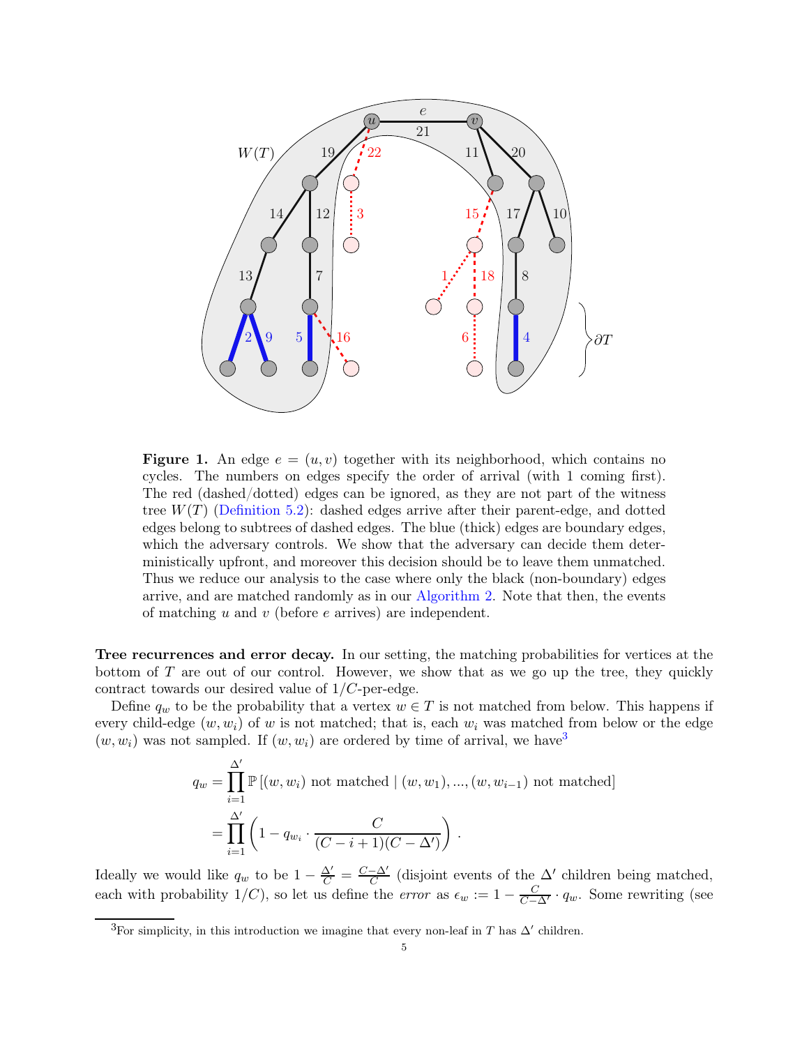**Figure 1.** An edge $e = (u, v)$ together with its neighborhood, which contains no cycles. The numbers on edges specify the order of arrival (with 1 coming first). The red (dashed/dotted) edges can be ignored, as they are not part of the witness tree $W(T)$ (Definition 5.2): dashed edges arrive after their parent-edge, and dotted edges belong to subtrees of dashed edges. The blue (thick) edges are boundary edges, which the adversary controls. We show that the adversary can decide them deterministically upfront, and moreover this decision should be to leave them unmatched. Thus we reduce our analysis to the case where only the black (non-boundary) edges arrive, and are matched randomly as in our Algorithm 2. Note that then, the events of matching $u$ and $v$ (before $e$ arrives) are independent.

**Tree recurrences and error decay.** In our setting, the matching probabilities for vertices at the bottom of $T$ are out of our control. However, we show that as we go up the tree, they quickly contract towards our desired value of $1/C$-per-edge.

Define $q_w$ to be the probability that a vertex $w \in T$ is not matched from below. This happens if every child-edge $(w, w_i)$ of $w$ is not matched; that is, each $w_i$ was matched from below or the edge $(w, w_i)$ was not sampled. If $(w, w_i)$ are ordered by time of arrival, we have[3]

$$
\begin{aligned}
q_w &= \prod_{i=1}^{\Delta'} \mathbb{P}\left[(w, w_i) \text{ not matched} \mid (w, w_1), ..., (w, w_{i-1}) \text{ not matched}\right] \\
&= \prod_{i=1}^{\Delta'} \left(1 - q_{w_i} \cdot \frac{C}{(C - i + 1)(C - \Delta')}\right) .
\end{aligned}
$$

Ideally we would like $q_w$ to be $1 - \frac{\Delta'}{C} = \frac{C - \Delta'}{C}$ (disjoint events of the $\Delta'$ children being matched, each with probability $1/C$), so let us define the *error* as $\epsilon_w := 1 - \frac{C}{C - \Delta'} \cdot q_w$. Some rewriting (see

[3]For simplicity, in this introduction we imagine that every non-leaf in $T$ has $\Delta'$ children.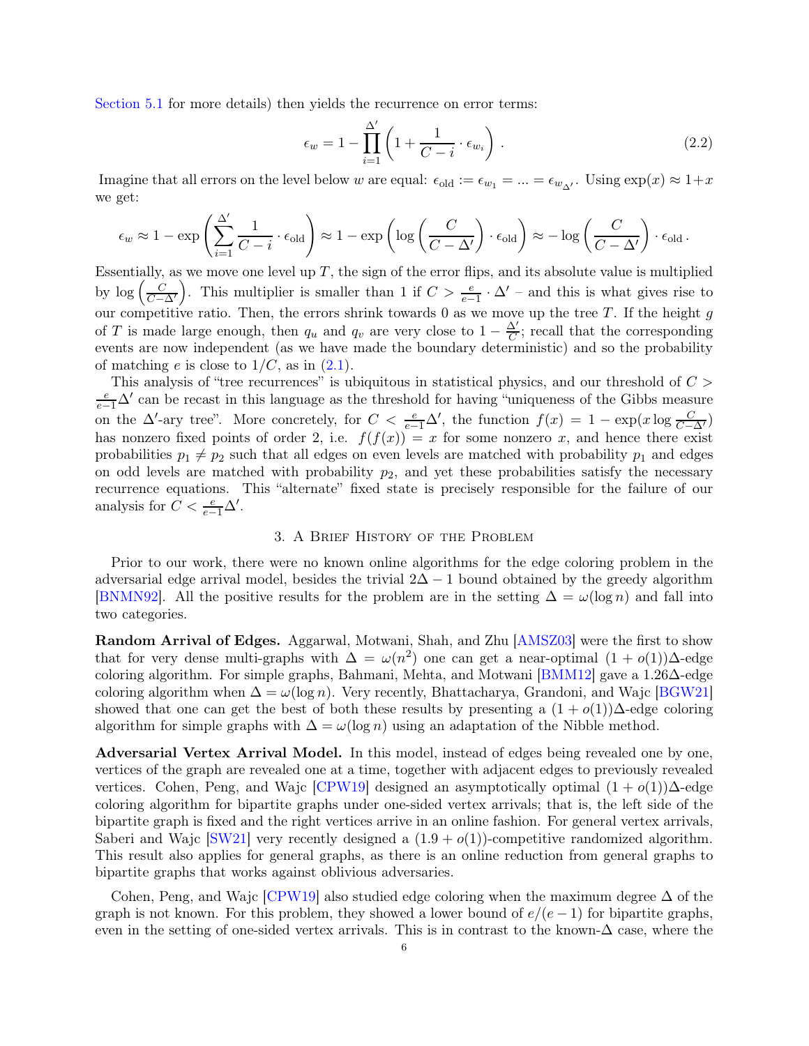Section 5.1 for more details) then yields the recurrence on error terms:

$$\epsilon_w = 1 - \prod_{i=1}^{\Delta'} \left(1 + \frac{1}{C-i} \cdot \epsilon_{w_i}\right) . \tag{2.2}$$

Imagine that all errors on the level below $w$ are equal: $\epsilon_{\text{old}} := \epsilon_{w_1} = ... = \epsilon_{w_{\Delta'}}$. Using $\exp(x) \approx 1+x$ we get:

$$\epsilon_w \approx 1 - \exp\left(\sum_{i=1}^{\Delta'} \frac{1}{C-i} \cdot \epsilon_{\text{old}}\right) \approx 1 - \exp\left(\log\left(\frac{C}{C-\Delta'}\right) \cdot \epsilon_{\text{old}}\right) \approx -\log\left(\frac{C}{C-\Delta'}\right) \cdot \epsilon_{\text{old}} .$$

Essentially, as we move one level up $T$, the sign of the error flips, and its absolute value is multiplied by $\log\left(\frac{C}{C-\Delta'}\right)$. This multiplier is smaller than 1 if $C > \frac{e}{e-1} \cdot \Delta'$ – and this is what gives rise to our competitive ratio. Then, the errors shrink towards 0 as we move up the tree $T$. If the height $g$ of $T$ is made large enough, then $q_u$ and $q_v$ are very close to $1 - \frac{\Delta'}{C}$; recall that the corresponding events are now independent (as we have made the boundary deterministic) and so the probability of matching $e$ is close to $1/C$, as in (2.1).

This analysis of "tree recurrences" is ubiquitous in statistical physics, and our threshold of $C > \frac{e}{e-1}\Delta'$ can be recast in this language as the threshold for having "uniqueness of the Gibbs measure on the $\Delta'$-ary tree". More concretely, for $C < \frac{e}{e-1}\Delta'$, the function $f(x) = 1 - \exp(x \log \frac{C}{C-\Delta'})$ has nonzero fixed points of order 2, i.e. $f(f(x)) = x$ for some nonzero $x$, and hence there exist probabilities $p_1 \neq p_2$ such that all edges on even levels are matched with probability $p_1$ and edges on odd levels are matched with probability $p_2$, and yet these probabilities satisfy the necessary recurrence equations. This "alternate" fixed state is precisely responsible for the failure of our analysis for $C < \frac{e}{e-1}\Delta'$.

## 3. A Brief History of the Problem

Prior to our work, there were no known online algorithms for the edge coloring problem in the adversarial edge arrival model, besides the trivial $2\Delta - 1$ bound obtained by the greedy algorithm [BNMN92]. All the positive results for the problem are in the setting $\Delta = \omega(\log n)$ and fall into two categories.

**Random Arrival of Edges.** Aggarwal, Motwani, Shah, and Zhu [AMSZ03] were the first to show that for very dense multi-graphs with $\Delta = \omega(n^2)$ one can get a near-optimal $(1 + o(1))\Delta$-edge coloring algorithm. For simple graphs, Bahmani, Mehta, and Motwani [BMM12] gave a $1.26\Delta$-edge coloring algorithm when $\Delta = \omega(\log n)$. Very recently, Bhattacharya, Grandoni, and Wajc [BGW21] showed that one can get the best of both these results by presenting a $(1 + o(1))\Delta$-edge coloring algorithm for simple graphs with $\Delta = \omega(\log n)$ using an adaptation of the Nibble method.

**Adversarial Vertex Arrival Model.** In this model, instead of edges being revealed one by one, vertices of the graph are revealed one at a time, together with adjacent edges to previously revealed vertices. Cohen, Peng, and Wajc [CPW19] designed an asymptotically optimal $(1 + o(1))\Delta$-edge coloring algorithm for bipartite graphs under one-sided vertex arrivals; that is, the left side of the bipartite graph is fixed and the right vertices arrive in an online fashion. For general vertex arrivals, Saberi and Wajc [SW21] very recently designed a $(1.9 + o(1))$-competitive randomized algorithm. This result also applies for general graphs, as there is an online reduction from general graphs to bipartite graphs that works against oblivious adversaries.

Cohen, Peng, and Wajc [CPW19] also studied edge coloring when the maximum degree $\Delta$ of the graph is not known. For this problem, they showed a lower bound of $e/(e-1)$ for bipartite graphs, even in the setting of one-sided vertex arrivals. This is in contrast to the known-$\Delta$ case, where the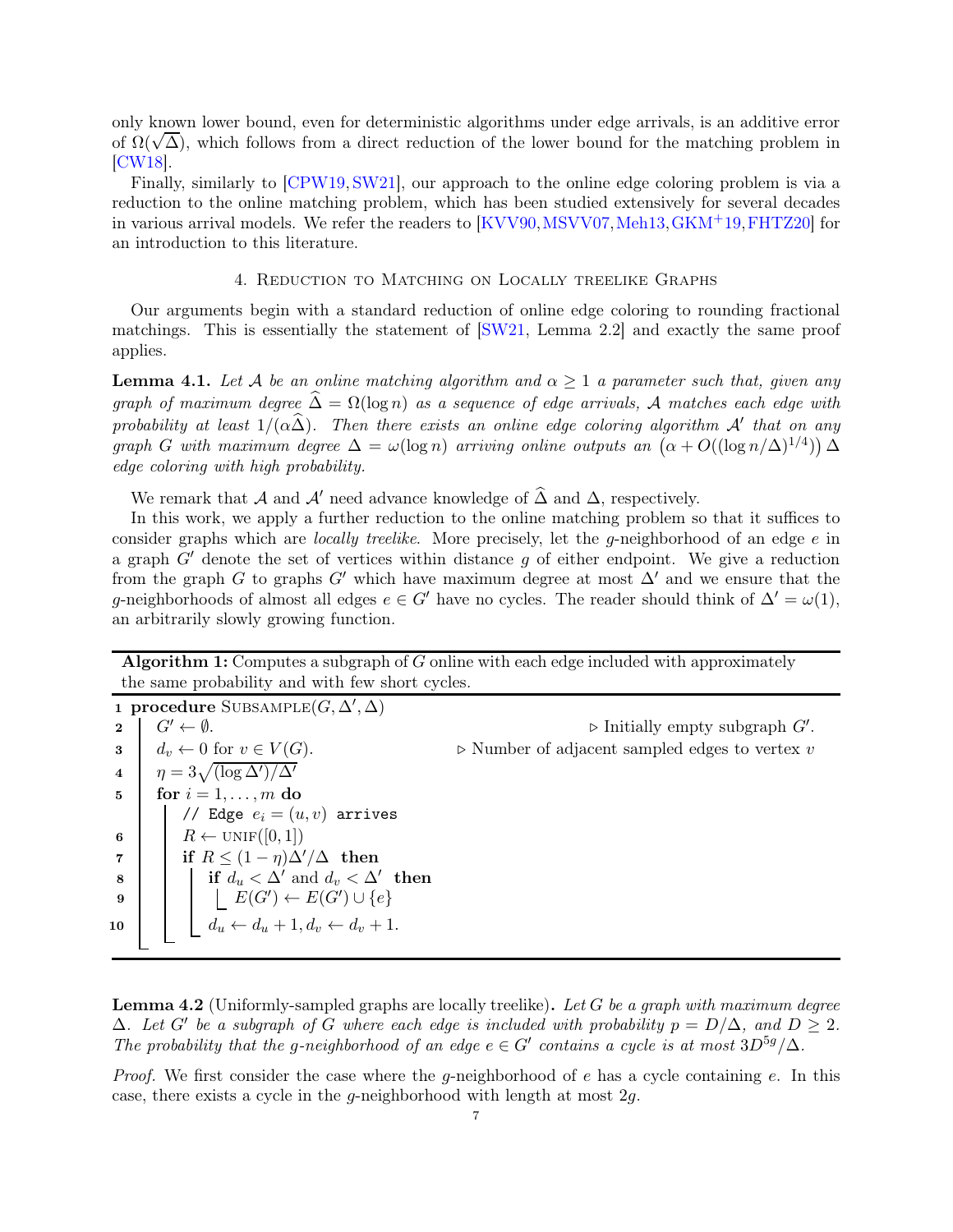only known lower bound, even for deterministic algorithms under edge arrivals, is an additive error of $\Omega(\sqrt{\Delta})$, which follows from a direct reduction of the lower bound for the matching problem in [CW18].

Finally, similarly to [CPW19, SW21], our approach to the online edge coloring problem is via a reduction to the online matching problem, which has been studied extensively for several decades in various arrival models. We refer the readers to [KVV90, MSVV07, Meh13, GKM+19, FHTZ20] for an introduction to this literature.

## 4. Reduction to Matching on Locally treelike Graphs

Our arguments begin with a standard reduction of online edge coloring to rounding fractional matchings. This is essentially the statement of [SW21, Lemma 2.2] and exactly the same proof applies.

**Lemma 4.1.** *Let $\mathcal{A}$ be an online matching algorithm and $\alpha \geq 1$ a parameter such that, given any graph of maximum degree $\widehat{\Delta} = \Omega(\log n)$ as a sequence of edge arrivals, $\mathcal{A}$ matches each edge with probability at least $1/(\alpha\widehat{\Delta})$. Then there exists an online edge coloring algorithm $\mathcal{A}'$ that on any graph $G$ with maximum degree $\Delta = \omega(\log n)$ arriving online outputs an $\left(\alpha + O((\log n/\Delta)^{1/4})\right)\Delta$ edge coloring with high probability.*

We remark that $\mathcal{A}$ and $\mathcal{A}'$ need advance knowledge of $\widehat{\Delta}$ and $\Delta$, respectively.

In this work, we apply a further reduction to the online matching problem so that it suffices to consider graphs which are *locally treelike*. More precisely, let the $g$-neighborhood of an edge $e$ in a graph $G'$ denote the set of vertices within distance $g$ of either endpoint. We give a reduction from the graph $G$ to graphs $G'$ which have maximum degree at most $\Delta'$ and we ensure that the $g$-neighborhoods of almost all edges $e \in G'$ have no cycles. The reader should think of $\Delta' = \omega(1)$, an arbitrarily slowly growing function.

**Algorithm 1:** Computes a subgraph of $G$ online with each edge included with approximately the same probability and with few short cycles.

```
1  procedure SUBSAMPLE(G, Δ', Δ)
2      G' ← ∅.                                   ▷ Initially empty subgraph G'.
3      d_v ← 0 for v ∈ V(G).                     ▷ Number of adjacent sampled edges to vertex v
4      η = 3√((log Δ')/Δ')
5      for i = 1, ..., m do
           // Edge e_i = (u, v) arrives
6          R ← UNIF([0, 1])
7          if R ≤ (1 − η)Δ'/Δ then
8              if d_u < Δ' and d_v < Δ' then
9                  E(G') ← E(G') ∪ {e}
10             d_u ← d_u + 1, d_v ← d_v + 1.
```

**Lemma 4.2** (Uniformly-sampled graphs are locally treelike)**.** *Let $G$ be a graph with maximum degree $\Delta$. Let $G'$ be a subgraph of $G$ where each edge is included with probability $p = D/\Delta$, and $D \geq 2$. The probability that the $g$-neighborhood of an edge $e \in G'$ contains a cycle is at most $3D^{5g}/\Delta$.*

*Proof.* We first consider the case where the $g$-neighborhood of $e$ has a cycle containing $e$. In this case, there exists a cycle in the $g$-neighborhood with length at most $2g$.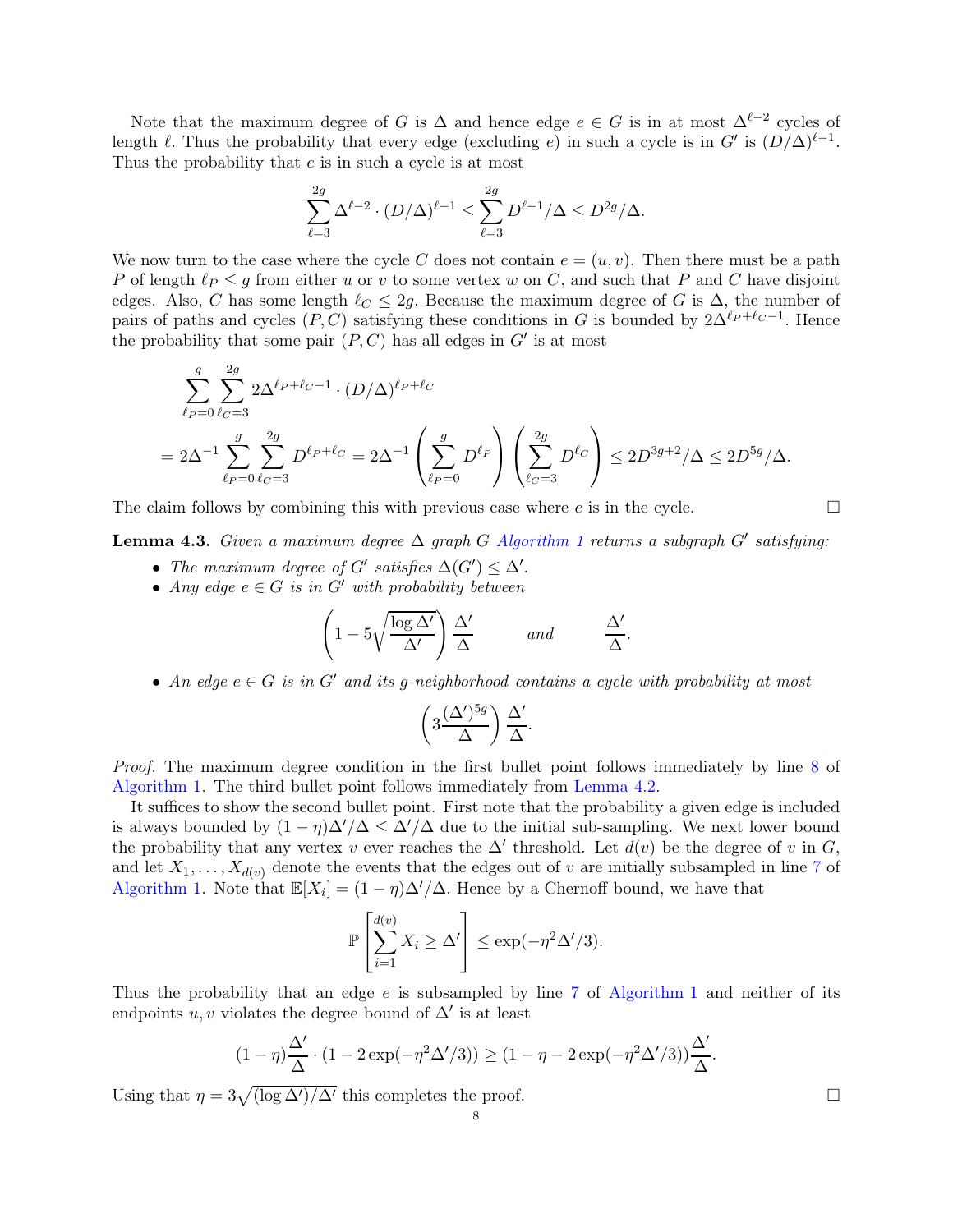Note that the maximum degree of $G$ is $\Delta$ and hence edge $e \in G$ is in at most $\Delta^{\ell-2}$ cycles of length $\ell$. Thus the probability that every edge (excluding $e$) in such a cycle is in $G'$ is $(D/\Delta)^{\ell-1}$. Thus the probability that $e$ is in such a cycle is at most

$$\sum_{\ell=3}^{2g} \Delta^{\ell-2} \cdot (D/\Delta)^{\ell-1} \le \sum_{\ell=3}^{2g} D^{\ell-1}/\Delta \le D^{2g}/\Delta.$$

We now turn to the case where the cycle $C$ does not contain $e = (u, v)$. Then there must be a path $P$ of length $\ell_P \le g$ from either $u$ or $v$ to some vertex $w$ on $C$, and such that $P$ and $C$ have disjoint edges. Also, $C$ has some length $\ell_C \le 2g$. Because the maximum degree of $G$ is $\Delta$, the number of pairs of paths and cycles $(P, C)$ satisfying these conditions in $G$ is bounded by $2\Delta^{\ell_P+\ell_C-1}$. Hence the probability that some pair $(P, C)$ has all edges in $G'$ is at most

$$\sum_{\ell_P=0}^{g} \sum_{\ell_C=3}^{2g} 2\Delta^{\ell_P+\ell_C-1} \cdot (D/\Delta)^{\ell_P+\ell_C}$$

$$= 2\Delta^{-1} \sum_{\ell_P=0}^{g} \sum_{\ell_C=3}^{2g} D^{\ell_P+\ell_C} = 2\Delta^{-1} \left( \sum_{\ell_P=0}^{g} D^{\ell_P} \right) \left( \sum_{\ell_C=3}^{2g} D^{\ell_C} \right) \le 2D^{3g+2}/\Delta \le 2D^{5g}/\Delta.$$

The claim follows by combining this with previous case where $e$ is in the cycle. $\square$

**Lemma 4.3.** *Given a maximum degree $\Delta$ graph $G$ Algorithm 1 returns a subgraph $G'$ satisfying:*

- *The maximum degree of $G'$ satisfies $\Delta(G') \le \Delta'$.*
- *Any edge $e \in G$ is in $G'$ with probability between*

$$\left(1 - 5\sqrt{\frac{\log \Delta'}{\Delta'}}\right) \frac{\Delta'}{\Delta} \qquad \text{and} \qquad \frac{\Delta'}{\Delta}.$$

- *An edge $e \in G$ is in $G'$ and its $g$-neighborhood contains a cycle with probability at most*

$$\left(3 \frac{(\Delta')^{5g}}{\Delta}\right) \frac{\Delta'}{\Delta}.$$

*Proof.* The maximum degree condition in the first bullet point follows immediately by line 8 of Algorithm 1. The third bullet point follows immediately from Lemma 4.2.

It suffices to show the second bullet point. First note that the probability a given edge is included is always bounded by $(1 - \eta)\Delta'/\Delta \le \Delta'/\Delta$ due to the initial sub-sampling. We next lower bound the probability that any vertex $v$ ever reaches the $\Delta'$ threshold. Let $d(v)$ be the degree of $v$ in $G$, and let $X_1, \dots, X_{d(v)}$ denote the events that the edges out of $v$ are initially subsampled in line 7 of Algorithm 1. Note that $\mathbb{E}[X_i] = (1 - \eta)\Delta'/\Delta$. Hence by a Chernoff bound, we have that

$$\mathbb{P}\left[\sum_{i=1}^{d(v)} X_i \ge \Delta'\right] \le \exp(-\eta^2 \Delta'/3).$$

Thus the probability that an edge $e$ is subsampled by line 7 of Algorithm 1 and neither of its endpoints $u, v$ violates the degree bound of $\Delta'$ is at least

$$(1 - \eta)\frac{\Delta'}{\Delta} \cdot (1 - 2\exp(-\eta^2\Delta'/3)) \ge (1 - \eta - 2\exp(-\eta^2\Delta'/3))\frac{\Delta'}{\Delta}.$$

Using that $\eta = 3\sqrt{(\log \Delta')/\Delta'}$ this completes the proof. $\square$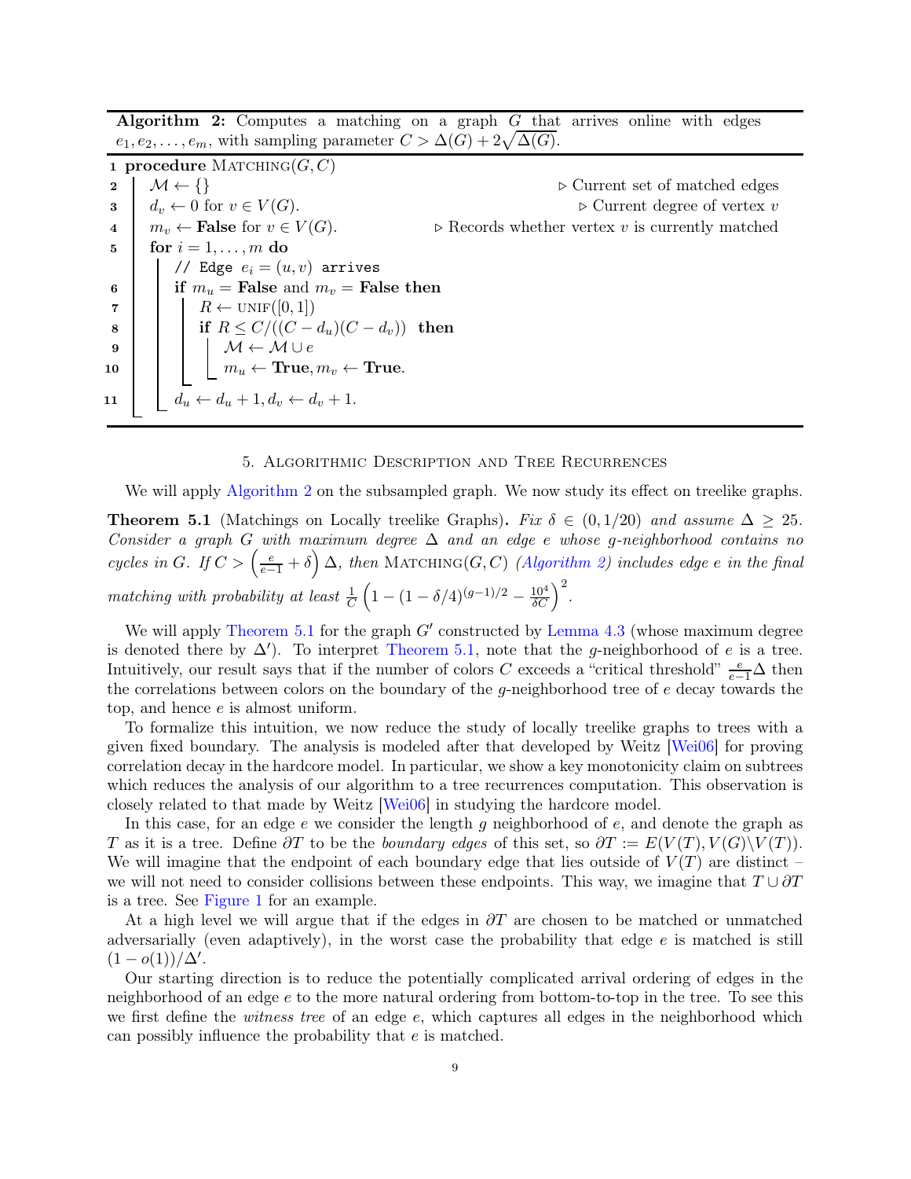**Algorithm 2:** Computes a matching on a graph $G$ that arrives online with edges $e_1, e_2, \ldots, e_m$, with sampling parameter $C > \Delta(G) + 2\sqrt{\Delta(G)}$.

```
1  procedure MATCHING(G, C)
2      M ← {}                                          ▷ Current set of matched edges
3      d_v ← 0 for v ∈ V(G).                           ▷ Current degree of vertex v
4      m_v ← False for v ∈ V(G).        ▷ Records whether vertex v is currently matched
5      for i = 1, ..., m do
           // Edge e_i = (u, v) arrives
6          if m_u = False and m_v = False then
7              R ← UNIF([0, 1])
8              if R ≤ C/((C − d_u)(C − d_v)) then
9                  M ← M ∪ e
10                 m_u ← True, m_v ← True.
11         d_u ← d_u + 1, d_v ← d_v + 1.
```

## 5. Algorithmic Description and Tree Recurrences

We will apply Algorithm 2 on the subsampled graph. We now study its effect on treelike graphs.

**Theorem 5.1** (Matchings on Locally treelike Graphs)**.** *Fix $\delta \in (0, 1/20)$ and assume $\Delta \geq 25$. Consider a graph $G$ with maximum degree $\Delta$ and an edge $e$ whose $g$-neighborhood contains no cycles in $G$. If $C > \left(\frac{e}{e-1} + \delta\right)\Delta$, then* Matching$(G, C)$ *(Algorithm 2) includes edge $e$ in the final matching with probability at least $\frac{1}{C}\left(1 - (1-\delta/4)^{(g-1)/2} - \frac{10^4}{\delta C}\right)^2$.*

We will apply Theorem 5.1 for the graph $G'$ constructed by Lemma 4.3 (whose maximum degree is denoted there by $\Delta'$). To interpret Theorem 5.1, note that the $g$-neighborhood of $e$ is a tree. Intuitively, our result says that if the number of colors $C$ exceeds a "critical threshold" $\frac{e}{e-1}\Delta$ then the correlations between colors on the boundary of the $g$-neighborhood tree of $e$ decay towards the top, and hence $e$ is almost uniform.

To formalize this intuition, we now reduce the study of locally treelike graphs to trees with a given fixed boundary. The analysis is modeled after that developed by Weitz [Wei06] for proving correlation decay in the hardcore model. In particular, we show a key monotonicity claim on subtrees which reduces the analysis of our algorithm to a tree recurrences computation. This observation is closely related to that made by Weitz [Wei06] in studying the hardcore model.

In this case, for an edge $e$ we consider the length $g$ neighborhood of $e$, and denote the graph as $T$ as it is a tree. Define $\partial T$ to be the *boundary edges* of this set, so $\partial T := E(V(T), V(G)\backslash V(T))$. We will imagine that the endpoint of each boundary edge that lies outside of $V(T)$ are distinct – we will not need to consider collisions between these endpoints. This way, we imagine that $T \cup \partial T$ is a tree. See Figure 1 for an example.

At a high level we will argue that if the edges in $\partial T$ are chosen to be matched or unmatched adversarially (even adaptively), in the worst case the probability that edge $e$ is matched is still $(1 - o(1))/\Delta'$.

Our starting direction is to reduce the potentially complicated arrival ordering of edges in the neighborhood of an edge $e$ to the more natural ordering from bottom-to-top in the tree. To see this we first define the *witness tree* of an edge $e$, which captures all edges in the neighborhood which can possibly influence the probability that $e$ is matched.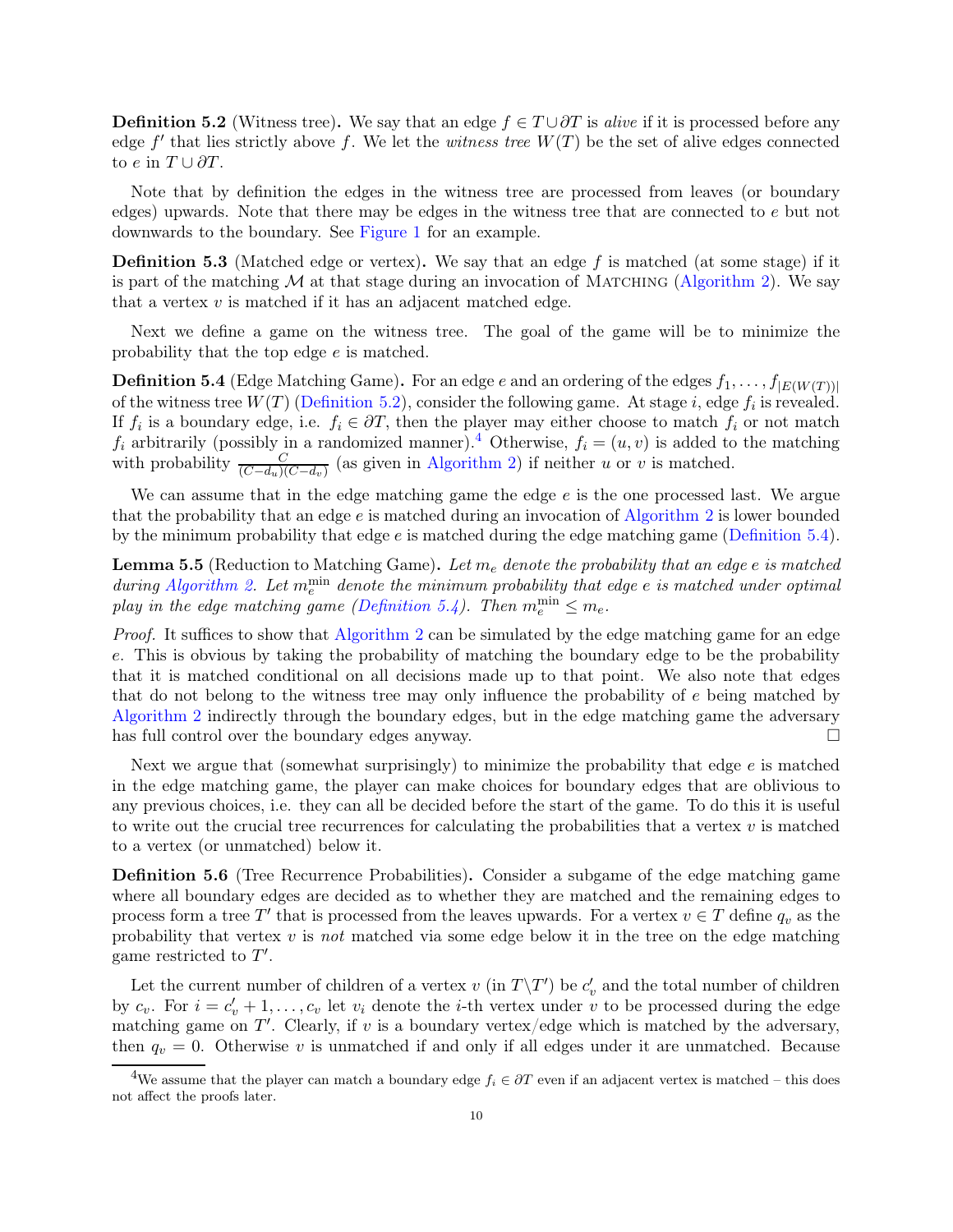**Definition 5.2** (Witness tree)**.** We say that an edge $f \in T \cup \partial T$ is *alive* if it is processed before any edge $f'$ that lies strictly above $f$. We let the *witness tree* $W(T)$ be the set of alive edges connected to $e$ in $T \cup \partial T$.

Note that by definition the edges in the witness tree are processed from leaves (or boundary edges) upwards. Note that there may be edges in the witness tree that are connected to $e$ but not downwards to the boundary. See Figure 1 for an example.

**Definition 5.3** (Matched edge or vertex)**.** We say that an edge $f$ is matched (at some stage) if it is part of the matching $\mathcal{M}$ at that stage during an invocation of Matching (Algorithm 2). We say that a vertex $v$ is matched if it has an adjacent matched edge.

Next we define a game on the witness tree. The goal of the game will be to minimize the probability that the top edge $e$ is matched.

**Definition 5.4** (Edge Matching Game)**.** For an edge $e$ and an ordering of the edges $f_1, \ldots, f_{|E(W(T))|}$ of the witness tree $W(T)$ (Definition 5.2), consider the following game. At stage $i$, edge $f_i$ is revealed. If $f_i$ is a boundary edge, i.e. $f_i \in \partial T$, then the player may either choose to match $f_i$ or not match $f_i$ arbitrarily (possibly in a randomized manner).[4] Otherwise, $f_i = (u, v)$ is added to the matching with probability $\frac{C}{(C-d_u)(C-d_v)}$ (as given in Algorithm 2) if neither $u$ or $v$ is matched.

We can assume that in the edge matching game the edge $e$ is the one processed last. We argue that the probability that an edge $e$ is matched during an invocation of Algorithm 2 is lower bounded by the minimum probability that edge $e$ is matched during the edge matching game (Definition 5.4).

**Lemma 5.5** (Reduction to Matching Game)**.** *Let $m_e$ denote the probability that an edge $e$ is matched during Algorithm 2. Let $m_e^{\min}$ denote the minimum probability that edge $e$ is matched under optimal play in the edge matching game (Definition 5.4). Then $m_e^{\min} \le m_e$.*

*Proof.* It suffices to show that Algorithm 2 can be simulated by the edge matching game for an edge $e$. This is obvious by taking the probability of matching the boundary edge to be the probability that it is matched conditional on all decisions made up to that point. We also note that edges that do not belong to the witness tree may only influence the probability of $e$ being matched by Algorithm 2 indirectly through the boundary edges, but in the edge matching game the adversary has full control over the boundary edges anyway. $\square$

Next we argue that (somewhat surprisingly) to minimize the probability that edge $e$ is matched in the edge matching game, the player can make choices for boundary edges that are oblivious to any previous choices, i.e. they can all be decided before the start of the game. To do this it is useful to write out the crucial tree recurrences for calculating the probabilities that a vertex $v$ is matched to a vertex (or unmatched) below it.

**Definition 5.6** (Tree Recurrence Probabilities)**.** Consider a subgame of the edge matching game where all boundary edges are decided as to whether they are matched and the remaining edges to process form a tree $T'$ that is processed from the leaves upwards. For a vertex $v \in T$ define $q_v$ as the probability that vertex $v$ is *not* matched via some edge below it in the tree on the edge matching game restricted to $T'$.

Let the current number of children of a vertex $v$ (in $T \backslash T'$) be $c'_v$ and the total number of children by $c_v$. For $i = c'_v + 1, \ldots, c_v$ let $v_i$ denote the $i$-th vertex under $v$ to be processed during the edge matching game on $T'$. Clearly, if $v$ is a boundary vertex/edge which is matched by the adversary, then $q_v = 0$. Otherwise $v$ is unmatched if and only if all edges under it are unmatched. Because

[4] We assume that the player can match a boundary edge $f_i \in \partial T$ even if an adjacent vertex is matched – this does not affect the proofs later.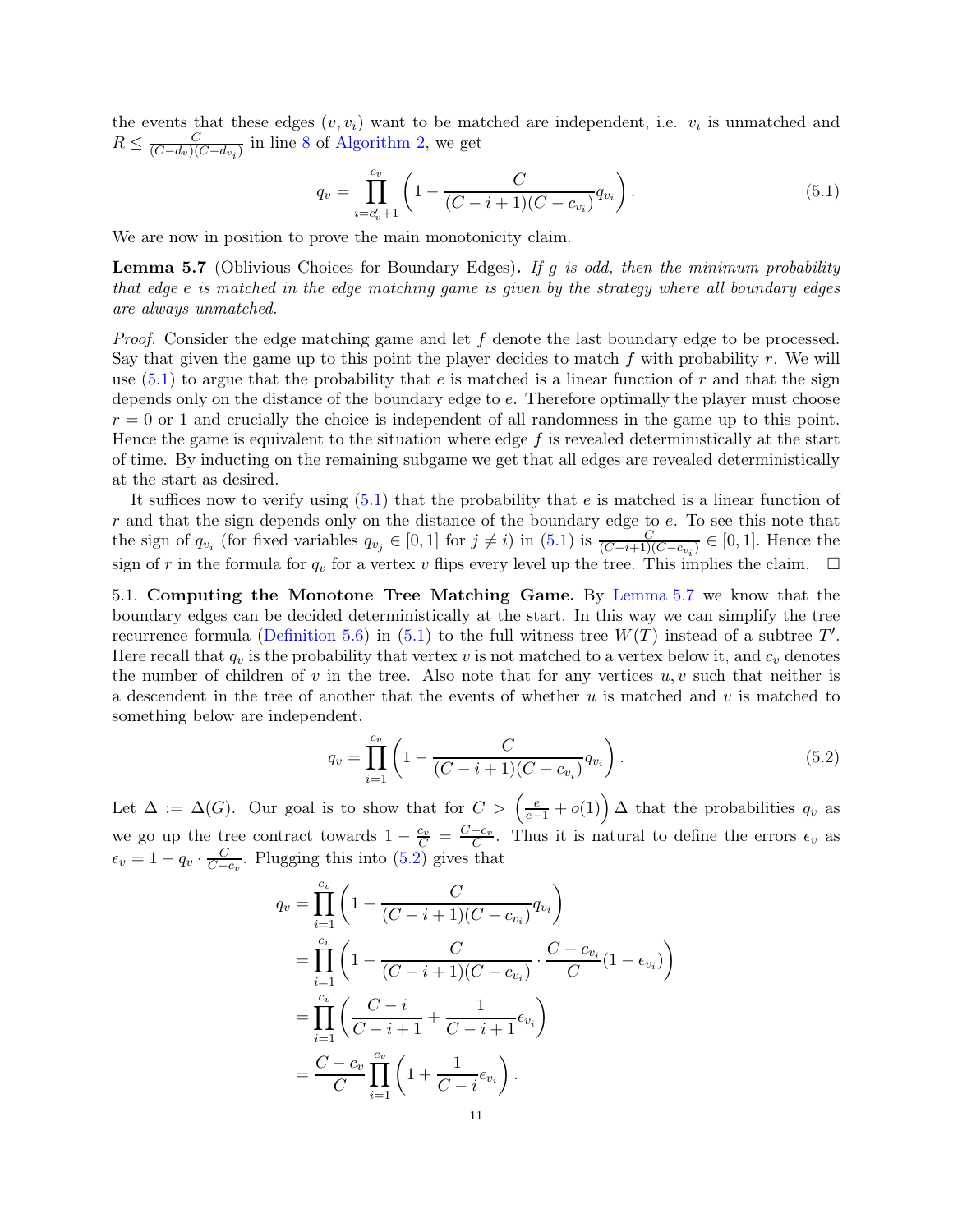the events that these edges $(v, v_i)$ want to be matched are independent, i.e. $v_i$ is unmatched and $R \le \frac{C}{(C-d_v)(C-d_{v_i})}$ in line 8 of Algorithm 2, we get

$$q_v = \prod_{i=c'_v+1}^{c_v} \left(1 - \frac{C}{(C-i+1)(C-c_{v_i})} q_{v_i}\right). \tag{5.1}$$

We are now in position to prove the main monotonicity claim.

**Lemma 5.7** (Oblivious Choices for Boundary Edges)**.** *If $g$ is odd, then the minimum probability that edge $e$ is matched in the edge matching game is given by the strategy where all boundary edges are always unmatched.*

*Proof.* Consider the edge matching game and let $f$ denote the last boundary edge to be processed. Say that given the game up to this point the player decides to match $f$ with probability $r$. We will use (5.1) to argue that the probability that $e$ is matched is a linear function of $r$ and that the sign depends only on the distance of the boundary edge to $e$. Therefore optimally the player must choose $r = 0$ or $1$ and crucially the choice is independent of all randomness in the game up to this point. Hence the game is equivalent to the situation where edge $f$ is revealed deterministically at the start of time. By inducting on the remaining subgame we get that all edges are revealed deterministically at the start as desired.

It suffices now to verify using (5.1) that the probability that $e$ is matched is a linear function of $r$ and that the sign depends only on the distance of the boundary edge to $e$. To see this note that the sign of $q_{v_i}$ (for fixed variables $q_{v_j} \in [0,1]$ for $j \ne i$) in (5.1) is $\frac{C}{(C-i+1)(C-c_{v_i})} \in [0,1]$. Hence the sign of $r$ in the formula for $q_v$ for a vertex $v$ flips every level up the tree. This implies the claim. $\square$

5.1. **Computing the Monotone Tree Matching Game.** By Lemma 5.7 we know that the boundary edges can be decided deterministically at the start. In this way we can simplify the tree recurrence formula (Definition 5.6) in (5.1) to the full witness tree $W(T)$ instead of a subtree $T'$. Here recall that $q_v$ is the probability that vertex $v$ is not matched to a vertex below it, and $c_v$ denotes the number of children of $v$ in the tree. Also note that for any vertices $u, v$ such that neither is a descendent in the tree of another that the events of whether $u$ is matched and $v$ is matched to something below are independent.

$$q_v = \prod_{i=1}^{c_v} \left(1 - \frac{C}{(C-i+1)(C-c_{v_i})} q_{v_i}\right). \tag{5.2}$$

Let $\Delta := \Delta(G)$. Our goal is to show that for $C > \left(\frac{e}{e-1} + o(1)\right)\Delta$ that the probabilities $q_v$ as we go up the tree contract towards $1 - \frac{c_v}{C} = \frac{C-c_v}{C}$. Thus it is natural to define the errors $\epsilon_v$ as $\epsilon_v = 1 - q_v \cdot \frac{C}{C-c_v}$. Plugging this into (5.2) gives that

$$\begin{aligned}
q_v &= \prod_{i=1}^{c_v} \left(1 - \frac{C}{(C-i+1)(C-c_{v_i})} q_{v_i}\right) \\
&= \prod_{i=1}^{c_v} \left(1 - \frac{C}{(C-i+1)(C-c_{v_i})} \cdot \frac{C-c_{v_i}}{C}(1-\epsilon_{v_i})\right) \\
&= \prod_{i=1}^{c_v} \left(\frac{C-i}{C-i+1} + \frac{1}{C-i+1}\epsilon_{v_i}\right) \\
&= \frac{C-c_v}{C} \prod_{i=1}^{c_v} \left(1 + \frac{1}{C-i}\epsilon_{v_i}\right).
\end{aligned}$$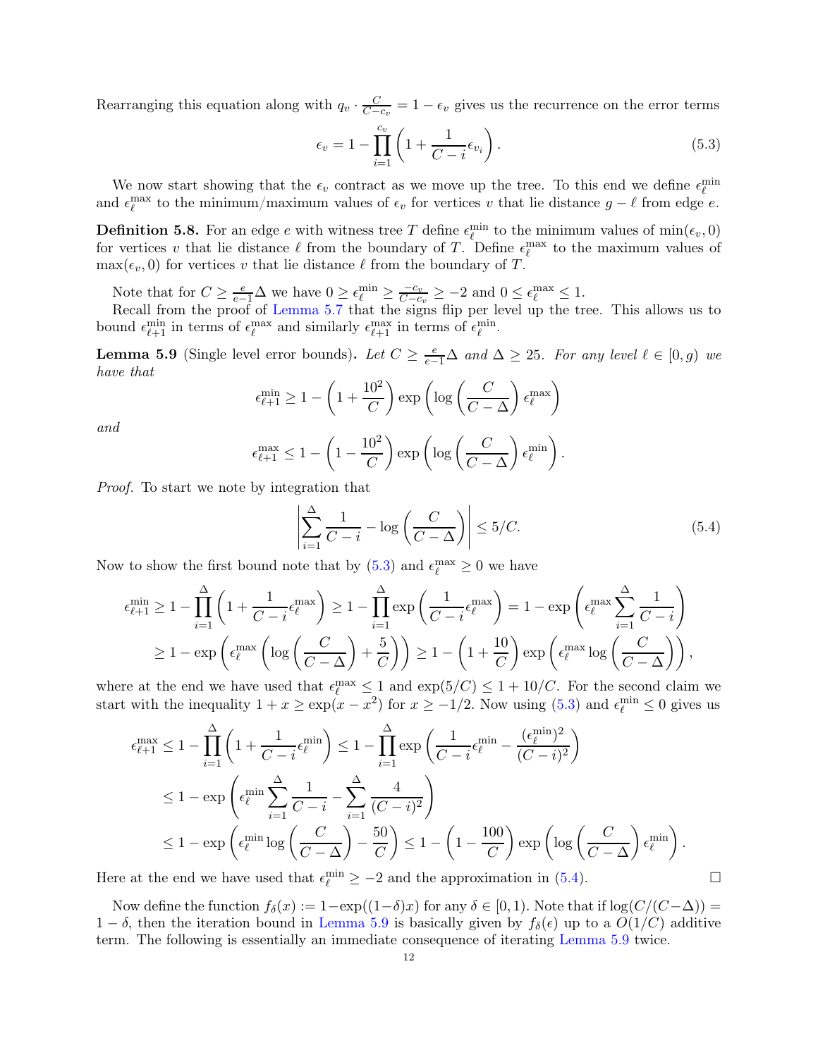Rearranging this equation along with $q_v \cdot \frac{C}{C-c_v} = 1 - \epsilon_v$ gives us the recurrence on the error terms

$$\epsilon_v = 1 - \prod_{i=1}^{c_v} \left(1 + \frac{1}{C-i}\epsilon_{v_i}\right). \tag{5.3}$$

We now start showing that the $\epsilon_v$ contract as we move up the tree. To this end we define $\epsilon_\ell^{\min}$ and $\epsilon_\ell^{\max}$ to the minimum/maximum values of $\epsilon_v$ for vertices $v$ that lie distance $g - \ell$ from edge $e$.

**Definition 5.8.** For an edge $e$ with witness tree $T$ define $\epsilon_\ell^{\min}$ to the minimum values of $\min(\epsilon_v, 0)$ for vertices $v$ that lie distance $\ell$ from the boundary of $T$. Define $\epsilon_\ell^{\max}$ to the maximum values of $\max(\epsilon_v, 0)$ for vertices $v$ that lie distance $\ell$ from the boundary of $T$.

Note that for $C \geq \frac{e}{e-1}\Delta$ we have $0 \geq \epsilon_\ell^{\min} \geq \frac{-c_v}{C-c_v} \geq -2$ and $0 \leq \epsilon_\ell^{\max} \leq 1$.

Recall from the proof of Lemma 5.7 that the signs flip per level up the tree. This allows us to bound $\epsilon_{\ell+1}^{\min}$ in terms of $\epsilon_\ell^{\max}$ and similarly $\epsilon_{\ell+1}^{\max}$ in terms of $\epsilon_\ell^{\min}$.

**Lemma 5.9** (Single level error bounds)**.** *Let $C \geq \frac{e}{e-1}\Delta$ and $\Delta \geq 25$. For any level $\ell \in [0, g)$ we have that*

$$\epsilon_{\ell+1}^{\min} \geq 1 - \left(1 + \frac{10^2}{C}\right) \exp\left(\log\left(\frac{C}{C-\Delta}\right)\epsilon_\ell^{\max}\right)$$

*and*

$$\epsilon_{\ell+1}^{\max} \leq 1 - \left(1 - \frac{10^2}{C}\right) \exp\left(\log\left(\frac{C}{C-\Delta}\right)\epsilon_\ell^{\min}\right).$$

*Proof.* To start we note by integration that

$$\left|\sum_{i=1}^{\Delta} \frac{1}{C-i} - \log\left(\frac{C}{C-\Delta}\right)\right| \leq 5/C. \tag{5.4}$$

Now to show the first bound note that by (5.3) and $\epsilon_\ell^{\max} \geq 0$ we have

$$\begin{aligned}
\epsilon_{\ell+1}^{\min} &\geq 1 - \prod_{i=1}^{\Delta}\left(1 + \frac{1}{C-i}\epsilon_\ell^{\max}\right) \geq 1 - \prod_{i=1}^{\Delta}\exp\left(\frac{1}{C-i}\epsilon_\ell^{\max}\right) = 1 - \exp\left(\epsilon_\ell^{\max}\sum_{i=1}^{\Delta}\frac{1}{C-i}\right) \\
&\geq 1 - \exp\left(\epsilon_\ell^{\max}\left(\log\left(\frac{C}{C-\Delta}\right) + \frac{5}{C}\right)\right) \geq 1 - \left(1 + \frac{10}{C}\right)\exp\left(\epsilon_\ell^{\max}\log\left(\frac{C}{C-\Delta}\right)\right),
\end{aligned}$$

where at the end we have used that $\epsilon_\ell^{\max} \leq 1$ and $\exp(5/C) \leq 1 + 10/C$. For the second claim we start with the inequality $1 + x \geq \exp(x - x^2)$ for $x \geq -1/2$. Now using (5.3) and $\epsilon_\ell^{\min} \leq 0$ gives us

$$\begin{aligned}
\epsilon_{\ell+1}^{\max} &\leq 1 - \prod_{i=1}^{\Delta}\left(1 + \frac{1}{C-i}\epsilon_\ell^{\min}\right) \leq 1 - \prod_{i=1}^{\Delta}\exp\left(\frac{1}{C-i}\epsilon_\ell^{\min} - \frac{(\epsilon_\ell^{\min})^2}{(C-i)^2}\right) \\
&\leq 1 - \exp\left(\epsilon_\ell^{\min}\sum_{i=1}^{\Delta}\frac{1}{C-i} - \sum_{i=1}^{\Delta}\frac{4}{(C-i)^2}\right) \\
&\leq 1 - \exp\left(\epsilon_\ell^{\min}\log\left(\frac{C}{C-\Delta}\right) - \frac{50}{C}\right) \leq 1 - \left(1 - \frac{100}{C}\right)\exp\left(\log\left(\frac{C}{C-\Delta}\right)\epsilon_\ell^{\min}\right).
\end{aligned}$$

Here at the end we have used that $\epsilon_\ell^{\min} \geq -2$ and the approximation in (5.4). $\square$

Now define the function $f_\delta(x) := 1 - \exp((1-\delta)x)$ for any $\delta \in [0, 1)$. Note that if $\log(C/(C-\Delta)) = 1 - \delta$, then the iteration bound in Lemma 5.9 is basically given by $f_\delta(\epsilon)$ up to a $O(1/C)$ additive term. The following is essentially an immediate consequence of iterating Lemma 5.9 twice.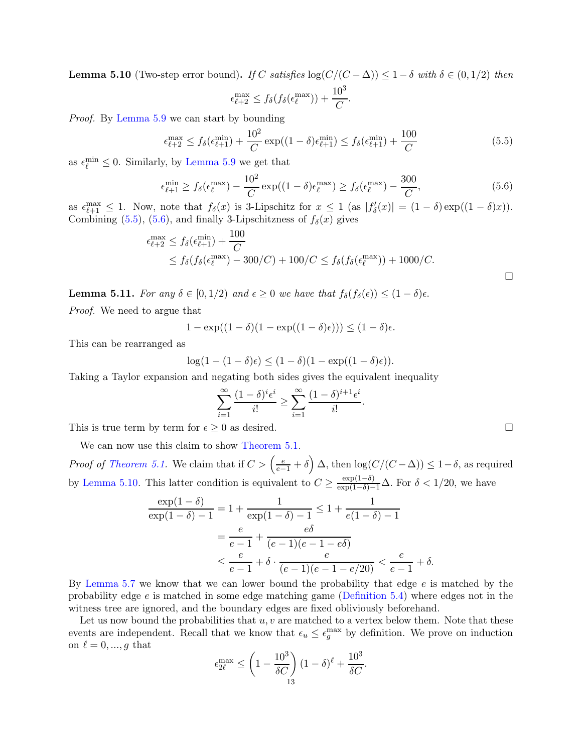**Lemma 5.10** (Two-step error bound)**.** *If $C$ satisfies $\log(C/(C-\Delta)) \le 1-\delta$ with $\delta \in (0, 1/2)$ then*

$$\epsilon_{\ell+2}^{\max} \le f_\delta(f_\delta(\epsilon_\ell^{\max})) + \frac{10^3}{C}.$$

*Proof.* By Lemma 5.9 we can start by bounding

$$\epsilon_{\ell+2}^{\max} \le f_\delta(\epsilon_{\ell+1}^{\min}) + \frac{10^2}{C}\exp((1-\delta)\epsilon_{\ell+1}^{\min}) \le f_\delta(\epsilon_{\ell+1}^{\min}) + \frac{100}{C} \tag{5.5}$$

as $\epsilon_\ell^{\min} \le 0$. Similarly, by Lemma 5.9 we get that

$$\epsilon_{\ell+1}^{\min} \ge f_\delta(\epsilon_\ell^{\max}) - \frac{10^2}{C}\exp((1-\delta)\epsilon_\ell^{\max}) \ge f_\delta(\epsilon_\ell^{\max}) - \frac{300}{C}, \tag{5.6}$$

as $\epsilon_{\ell+1}^{\max} \le 1$. Now, note that $f_\delta(x)$ is 3-Lipschitz for $x \le 1$ (as $|f_\delta'(x)| = (1-\delta)\exp((1-\delta)x)$). Combining (5.5), (5.6), and finally 3-Lipschitzness of $f_\delta(x)$ gives

$$\begin{aligned}
\epsilon_{\ell+2}^{\max} &\le f_\delta(\epsilon_{\ell+1}^{\min}) + \frac{100}{C} \\
&\le f_\delta(f_\delta(\epsilon_\ell^{\max}) - 300/C) + 100/C \le f_\delta(f_\delta(\epsilon_\ell^{\max})) + 1000/C.
\end{aligned}$$

□

**Lemma 5.11.** *For any $\delta \in [0, 1/2)$ and $\epsilon \ge 0$ we have that $f_\delta(f_\delta(\epsilon)) \le (1-\delta)\epsilon$.*

*Proof.* We need to argue that

$$1 - \exp((1-\delta)(1-\exp((1-\delta)\epsilon))) \le (1-\delta)\epsilon.$$

This can be rearranged as

$$\log(1-(1-\delta)\epsilon) \le (1-\delta)(1-\exp((1-\delta)\epsilon)).$$

Taking a Taylor expansion and negating both sides gives the equivalent inequality

$$\sum_{i=1}^{\infty} \frac{(1-\delta)^i \epsilon^i}{i!} \ge \sum_{i=1}^{\infty} \frac{(1-\delta)^{i+1}\epsilon^i}{i!}.$$

This is true term by term for $\epsilon \ge 0$ as desired. □

We can now use this claim to show Theorem 5.1.

*Proof of Theorem 5.1.* We claim that if $C > \left(\frac{e}{e-1} + \delta\right)\Delta$, then $\log(C/(C-\Delta)) \le 1-\delta$, as required by Lemma 5.10. This latter condition is equivalent to $C \ge \frac{\exp(1-\delta)}{\exp(1-\delta)-1}\Delta$. For $\delta < 1/20$, we have

$$\begin{aligned}
\frac{\exp(1-\delta)}{\exp(1-\delta)-1} &= 1 + \frac{1}{\exp(1-\delta)-1} \le 1 + \frac{1}{e(1-\delta)-1} \\
&= \frac{e}{e-1} + \frac{e\delta}{(e-1)(e-1-e\delta)} \\
&\le \frac{e}{e-1} + \delta \cdot \frac{e}{(e-1)(e-1-e/20)} < \frac{e}{e-1} + \delta.
\end{aligned}$$

By Lemma 5.7 we know that we can lower bound the probability that edge $e$ is matched by the probability edge $e$ is matched in some edge matching game (Definition 5.4) where edges not in the witness tree are ignored, and the boundary edges are fixed obliviously beforehand.

Let us now bound the probabilities that $u, v$ are matched to a vertex below them. Note that these events are independent. Recall that we know that $\epsilon_u \le \epsilon_g^{\max}$ by definition. We prove on induction on $\ell = 0, ..., g$ that

$$\epsilon_{2\ell}^{\max} \le \left(1 - \frac{10^3}{\delta C}\right)(1-\delta)^\ell + \frac{10^3}{\delta C}.$$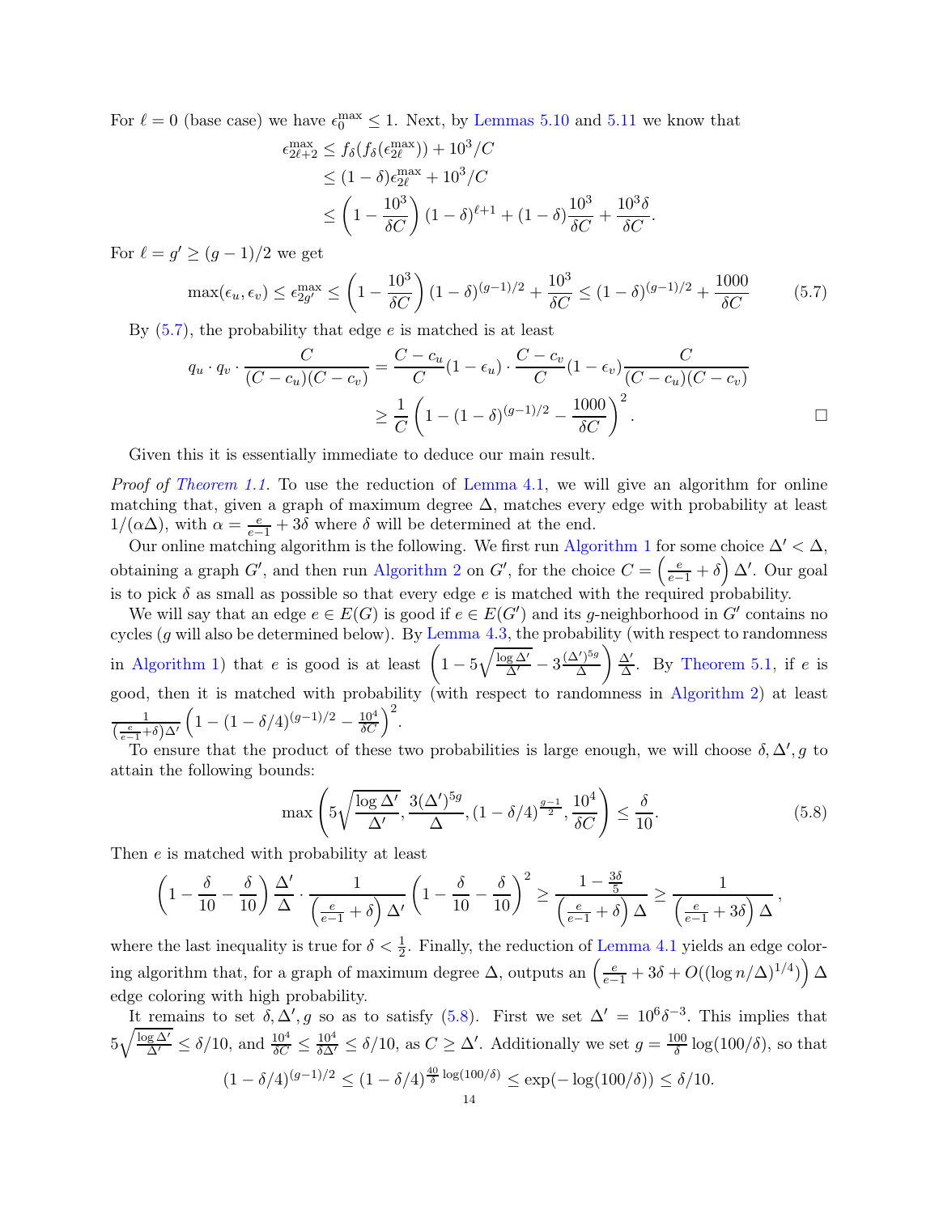For $\ell = 0$ (base case) we have $\epsilon_0^{\max} \le 1$. Next, by Lemmas 5.10 and 5.11 we know that

$$
\begin{aligned}
\epsilon_{2\ell+2}^{\max} &\le f_\delta(f_\delta(\epsilon_{2\ell}^{\max})) + 10^3/C \\
&\le (1-\delta)\epsilon_{2\ell}^{\max} + 10^3/C \\
&\le \left(1 - \frac{10^3}{\delta C}\right)(1-\delta)^{\ell+1} + (1-\delta)\frac{10^3}{\delta C} + \frac{10^3 \delta}{\delta C}.
\end{aligned}
$$

For $\ell = g' \ge (g-1)/2$ we get

$$
\max(\epsilon_u, \epsilon_v) \le \epsilon_{2g'}^{\max} \le \left(1 - \frac{10^3}{\delta C}\right)(1-\delta)^{(g-1)/2} + \frac{10^3}{\delta C} \le (1-\delta)^{(g-1)/2} + \frac{1000}{\delta C} \tag{5.7}
$$

By (5.7), the probability that edge $e$ is matched is at least

$$
\begin{aligned}
q_u \cdot q_v \cdot \frac{C}{(C-c_u)(C-c_v)} &= \frac{C-c_u}{C}(1-\epsilon_u) \cdot \frac{C-c_v}{C}(1-\epsilon_v)\frac{C}{(C-c_u)(C-c_v)} \\
&\ge \frac{1}{C}\left(1 - (1-\delta)^{(g-1)/2} - \frac{1000}{\delta C}\right)^2.
\end{aligned}
$$

□

Given this it is essentially immediate to deduce our main result.

*Proof of Theorem 1.1.* To use the reduction of Lemma 4.1, we will give an algorithm for online matching that, given a graph of maximum degree $\Delta$, matches every edge with probability at least $1/(\alpha\Delta)$, with $\alpha = \frac{e}{e-1} + 3\delta$ where $\delta$ will be determined at the end.

Our online matching algorithm is the following. We first run Algorithm 1 for some choice $\Delta' < \Delta$, obtaining a graph $G'$, and then run Algorithm 2 on $G'$, for the choice $C = \left(\frac{e}{e-1} + \delta\right)\Delta'$. Our goal is to pick $\delta$ as small as possible so that every edge $e$ is matched with the required probability.

We will say that an edge $e \in E(G)$ is good if $e \in E(G')$ and its $g$-neighborhood in $G'$ contains no cycles ($g$ will also be determined below). By Lemma 4.3, the probability (with respect to randomness in Algorithm 1) that $e$ is good is at least $\left(1 - 5\sqrt{\frac{\log \Delta'}{\Delta'}} - 3\frac{(\Delta')^{5g}}{\Delta}\right)\frac{\Delta'}{\Delta}$. By Theorem 5.1, if $e$ is good, then it is matched with probability (with respect to randomness in Algorithm 2) at least $\frac{1}{\left(\frac{e}{e-1}+\delta\right)\Delta'}\left(1 - (1-\delta/4)^{(g-1)/2} - \frac{10^4}{\delta C}\right)^2$.

To ensure that the product of these two probabilities is large enough, we will choose $\delta, \Delta', g$ to attain the following bounds:

$$
\max\left(5\sqrt{\frac{\log \Delta'}{\Delta'}}, \frac{3(\Delta')^{5g}}{\Delta}, (1-\delta/4)^{\frac{g-1}{2}}, \frac{10^4}{\delta C}\right) \le \frac{\delta}{10}. \tag{5.8}
$$

Then $e$ is matched with probability at least

$$
\left(1 - \frac{\delta}{10} - \frac{\delta}{10}\right)\frac{\Delta'}{\Delta} \cdot \frac{1}{\left(\frac{e}{e-1}+\delta\right)\Delta'}\left(1 - \frac{\delta}{10} - \frac{\delta}{10}\right)^2 \ge \frac{1 - \frac{3\delta}{5}}{\left(\frac{e}{e-1}+\delta\right)\Delta} \ge \frac{1}{\left(\frac{e}{e-1}+3\delta\right)\Delta},
$$

where the last inequality is true for $\delta < \frac{1}{2}$. Finally, the reduction of Lemma 4.1 yields an edge coloring algorithm that, for a graph of maximum degree $\Delta$, outputs an $\left(\frac{e}{e-1} + 3\delta + O((\log n/\Delta)^{1/4})\right)\Delta$ edge coloring with high probability.

It remains to set $\delta, \Delta', g$ so as to satisfy (5.8). First we set $\Delta' = 10^6\delta^{-3}$. This implies that $5\sqrt{\frac{\log \Delta'}{\Delta'}} \le \delta/10$, and $\frac{10^4}{\delta C} \le \frac{10^4}{\delta \Delta'} \le \delta/10$, as $C \ge \Delta'$. Additionally we set $g = \frac{100}{\delta}\log(100/\delta)$, so that

$$
(1-\delta/4)^{(g-1)/2} \le (1-\delta/4)^{\frac{40}{\delta}\log(100/\delta)} \le \exp(-\log(100/\delta)) \le \delta/10.
$$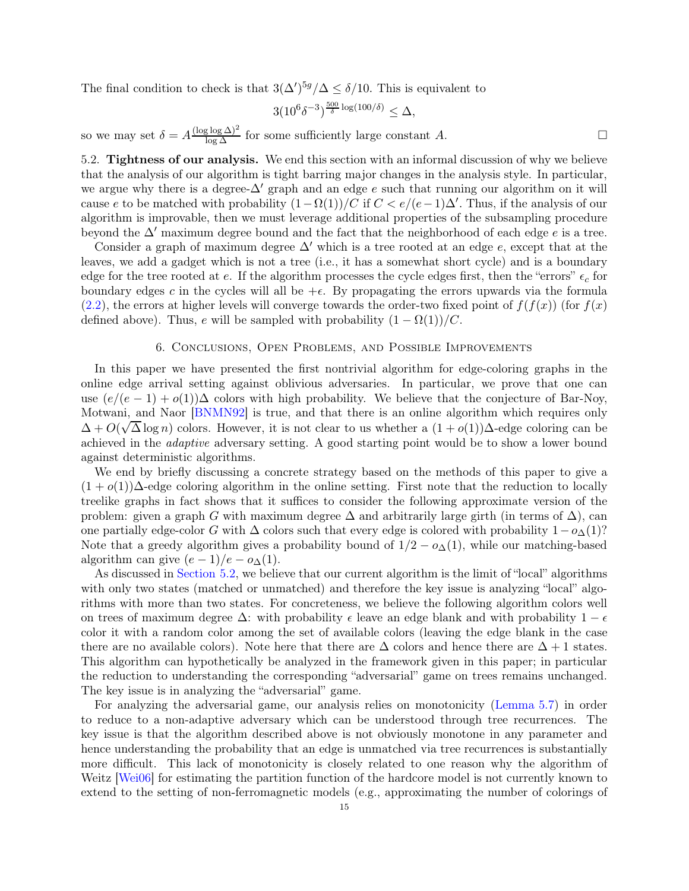The final condition to check is that $3(\Delta')^{5g}/\Delta \leq \delta/10$. This is equivalent to

$$3(10^6\delta^{-3})^{\frac{500}{\delta}\log(100/\delta)} \leq \Delta,$$

so we may set $\delta = A\frac{(\log\log\Delta)^2}{\log\Delta}$ for some sufficiently large constant $A$. □

5.2. **Tightness of our analysis.** We end this section with an informal discussion of why we believe that the analysis of our algorithm is tight barring major changes in the analysis style. In particular, we argue why there is a degree-$\Delta'$ graph and an edge $e$ such that running our algorithm on it will cause $e$ to be matched with probability $(1-\Omega(1))/C$ if $C < e/(e-1)\Delta'$. Thus, if the analysis of our algorithm is improvable, then we must leverage additional properties of the subsampling procedure beyond the $\Delta'$ maximum degree bound and the fact that the neighborhood of each edge $e$ is a tree.

Consider a graph of maximum degree $\Delta'$ which is a tree rooted at an edge $e$, except that at the leaves, we add a gadget which is not a tree (i.e., it has a somewhat short cycle) and is a boundary edge for the tree rooted at $e$. If the algorithm processes the cycle edges first, then the "errors" $\epsilon_c$ for boundary edges $c$ in the cycles will all be $+\epsilon$. By propagating the errors upwards via the formula (2.2), the errors at higher levels will converge towards the order-two fixed point of $f(f(x))$ (for $f(x)$ defined above). Thus, $e$ will be sampled with probability $(1-\Omega(1))/C$.

## 6. Conclusions, Open Problems, and Possible Improvements

In this paper we have presented the first nontrivial algorithm for edge-coloring graphs in the online edge arrival setting against oblivious adversaries. In particular, we prove that one can use $(e/(e-1)+o(1))\Delta$ colors with high probability. We believe that the conjecture of Bar-Noy, Motwani, and Naor [BNMN92] is true, and that there is an online algorithm which requires only $\Delta + O(\sqrt{\Delta}\log n)$ colors. However, it is not clear to us whether a $(1+o(1))\Delta$-edge coloring can be achieved in the *adaptive* adversary setting. A good starting point would be to show a lower bound against deterministic algorithms.

We end by briefly discussing a concrete strategy based on the methods of this paper to give a $(1+o(1))\Delta$-edge coloring algorithm in the online setting. First note that the reduction to locally treelike graphs in fact shows that it suffices to consider the following approximate version of the problem: given a graph $G$ with maximum degree $\Delta$ and arbitrarily large girth (in terms of $\Delta$), can one partially edge-color $G$ with $\Delta$ colors such that every edge is colored with probability $1-o_\Delta(1)$? Note that a greedy algorithm gives a probability bound of $1/2 - o_\Delta(1)$, while our matching-based algorithm can give $(e-1)/e - o_\Delta(1)$.

As discussed in Section 5.2, we believe that our current algorithm is the limit of "local" algorithms with only two states (matched or unmatched) and therefore the key issue is analyzing "local" algorithms with more than two states. For concreteness, we believe the following algorithm colors well on trees of maximum degree $\Delta$: with probability $\epsilon$ leave an edge blank and with probability $1-\epsilon$ color it with a random color among the set of available colors (leaving the edge blank in the case there are no available colors). Note here that there are $\Delta$ colors and hence there are $\Delta+1$ states. This algorithm can hypothetically be analyzed in the framework given in this paper; in particular the reduction to understanding the corresponding "adversarial" game on trees remains unchanged. The key issue is in analyzing the "adversarial" game.

For analyzing the adversarial game, our analysis relies on monotonicity (Lemma 5.7) in order to reduce to a non-adaptive adversary which can be understood through tree recurrences. The key issue is that the algorithm described above is not obviously monotone in any parameter and hence understanding the probability that an edge is unmatched via tree recurrences is substantially more difficult. This lack of monotonicity is closely related to one reason why the algorithm of Weitz [Wei06] for estimating the partition function of the hardcore model is not currently known to extend to the setting of non-ferromagnetic models (e.g., approximating the number of colorings of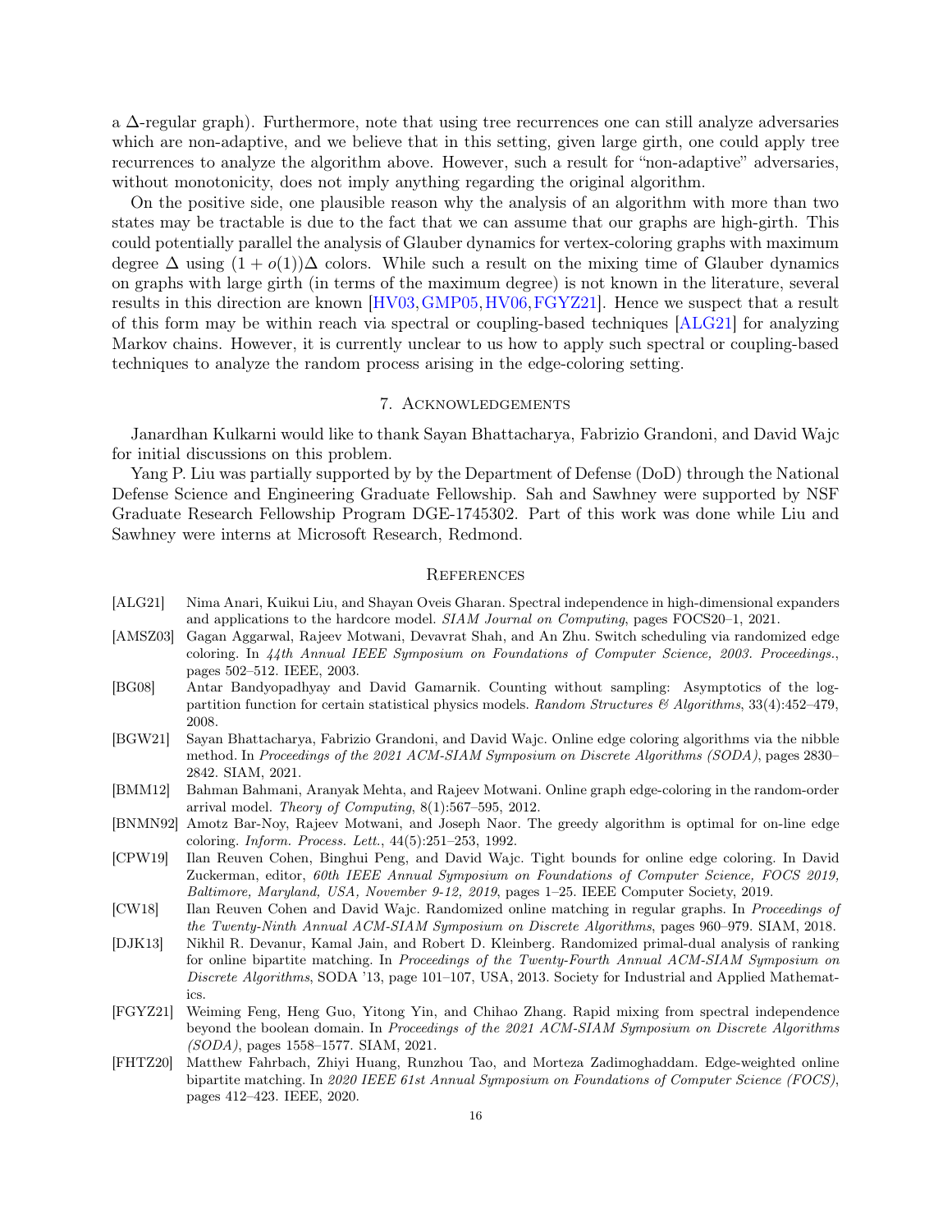a $\Delta$-regular graph). Furthermore, note that using tree recurrences one can still analyze adversaries which are non-adaptive, and we believe that in this setting, given large girth, one could apply tree recurrences to analyze the algorithm above. However, such a result for "non-adaptive" adversaries, without monotonicity, does not imply anything regarding the original algorithm.

On the positive side, one plausible reason why the analysis of an algorithm with more than two states may be tractable is due to the fact that we can assume that our graphs are high-girth. This could potentially parallel the analysis of Glauber dynamics for vertex-coloring graphs with maximum degree $\Delta$ using $(1 + o(1))\Delta$ colors. While such a result on the mixing time of Glauber dynamics on graphs with large girth (in terms of the maximum degree) is not known in the literature, several results in this direction are known [HV03, GMP05, HV06, FGYZ21]. Hence we suspect that a result of this form may be within reach via spectral or coupling-based techniques [ALG21] for analyzing Markov chains. However, it is currently unclear to us how to apply such spectral or coupling-based techniques to analyze the random process arising in the edge-coloring setting.

## 7. Acknowledgements

Janardhan Kulkarni would like to thank Sayan Bhattacharya, Fabrizio Grandoni, and David Wajc for initial discussions on this problem.

Yang P. Liu was partially supported by by the Department of Defense (DoD) through the National Defense Science and Engineering Graduate Fellowship. Sah and Sawhney were supported by NSF Graduate Research Fellowship Program DGE-1745302. Part of this work was done while Liu and Sawhney were interns at Microsoft Research, Redmond.

## References

- [ALG21] Nima Anari, Kuikui Liu, and Shayan Oveis Gharan. Spectral independence in high-dimensional expanders and applications to the hardcore model. *SIAM Journal on Computing*, pages FOCS20–1, 2021.
- [AMSZ03] Gagan Aggarwal, Rajeev Motwani, Devavrat Shah, and An Zhu. Switch scheduling via randomized edge coloring. In *44th Annual IEEE Symposium on Foundations of Computer Science, 2003. Proceedings.*, pages 502–512. IEEE, 2003.
- [BG08] Antar Bandyopadhyay and David Gamarnik. Counting without sampling: Asymptotics of the log-partition function for certain statistical physics models. *Random Structures & Algorithms*, 33(4):452–479, 2008.
- [BGW21] Sayan Bhattacharya, Fabrizio Grandoni, and David Wajc. Online edge coloring algorithms via the nibble method. In *Proceedings of the 2021 ACM-SIAM Symposium on Discrete Algorithms (SODA)*, pages 2830–2842. SIAM, 2021.
- [BMM12] Bahman Bahmani, Aranyak Mehta, and Rajeev Motwani. Online graph edge-coloring in the random-order arrival model. *Theory of Computing*, 8(1):567–595, 2012.
- [BNMN92] Amotz Bar-Noy, Rajeev Motwani, and Joseph Naor. The greedy algorithm is optimal for on-line edge coloring. *Inform. Process. Lett.*, 44(5):251–253, 1992.
- [CPW19] Ilan Reuven Cohen, Binghui Peng, and David Wajc. Tight bounds for online edge coloring. In David Zuckerman, editor, *60th IEEE Annual Symposium on Foundations of Computer Science, FOCS 2019, Baltimore, Maryland, USA, November 9-12, 2019*, pages 1–25. IEEE Computer Society, 2019.
- [CW18] Ilan Reuven Cohen and David Wajc. Randomized online matching in regular graphs. In *Proceedings of the Twenty-Ninth Annual ACM-SIAM Symposium on Discrete Algorithms*, pages 960–979. SIAM, 2018.
- [DJK13] Nikhil R. Devanur, Kamal Jain, and Robert D. Kleinberg. Randomized primal-dual analysis of ranking for online bipartite matching. In *Proceedings of the Twenty-Fourth Annual ACM-SIAM Symposium on Discrete Algorithms*, SODA '13, page 101–107, USA, 2013. Society for Industrial and Applied Mathematics.
- [FGYZ21] Weiming Feng, Heng Guo, Yitong Yin, and Chihao Zhang. Rapid mixing from spectral independence beyond the boolean domain. In *Proceedings of the 2021 ACM-SIAM Symposium on Discrete Algorithms (SODA)*, pages 1558–1577. SIAM, 2021.
- [FHTZ20] Matthew Fahrbach, Zhiyi Huang, Runzhou Tao, and Morteza Zadimoghaddam. Edge-weighted online bipartite matching. In *2020 IEEE 61st Annual Symposium on Foundations of Computer Science (FOCS)*, pages 412–423. IEEE, 2020.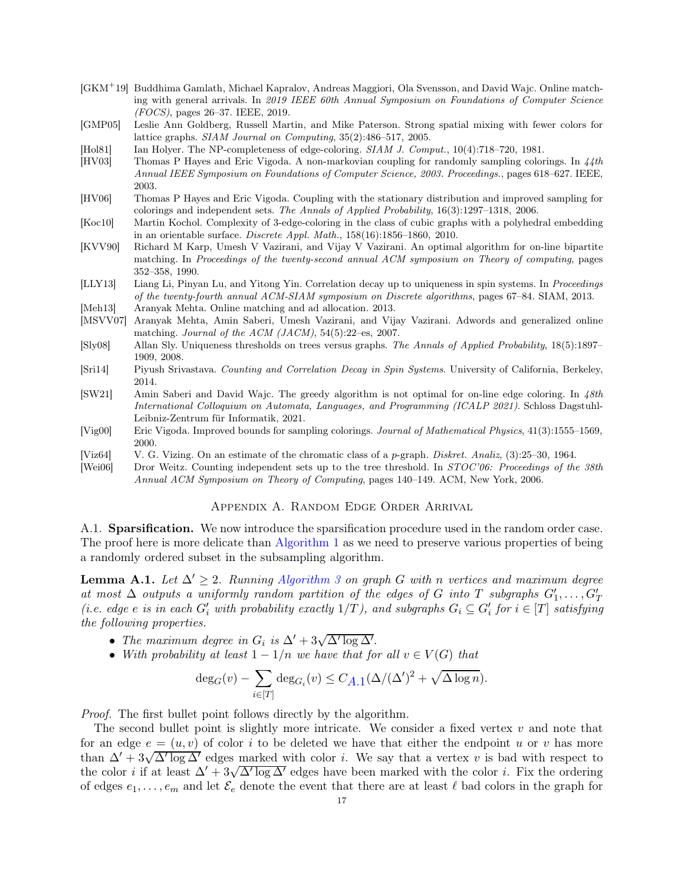[GKM+19] Buddhima Gamlath, Michael Kapralov, Andreas Maggiori, Ola Svensson, and David Wajc. Online matching with general arrivals. In *2019 IEEE 60th Annual Symposium on Foundations of Computer Science (FOCS)*, pages 26–37. IEEE, 2019.

[GMP05] Leslie Ann Goldberg, Russell Martin, and Mike Paterson. Strong spatial mixing with fewer colors for lattice graphs. *SIAM Journal on Computing*, 35(2):486–517, 2005.

[Hol81] Ian Holyer. The NP-completeness of edge-coloring. *SIAM J. Comput.*, 10(4):718–720, 1981.

[HV03] Thomas P Hayes and Eric Vigoda. A non-markovian coupling for randomly sampling colorings. In *44th Annual IEEE Symposium on Foundations of Computer Science, 2003. Proceedings.*, pages 618–627. IEEE, 2003.

[HV06] Thomas P Hayes and Eric Vigoda. Coupling with the stationary distribution and improved sampling for colorings and independent sets. *The Annals of Applied Probability*, 16(3):1297–1318, 2006.

[Koc10] Martin Kochol. Complexity of 3-edge-coloring in the class of cubic graphs with a polyhedral embedding in an orientable surface. *Discrete Appl. Math.*, 158(16):1856–1860, 2010.

[KVV90] Richard M Karp, Umesh V Vazirani, and Vijay V Vazirani. An optimal algorithm for on-line bipartite matching. In *Proceedings of the twenty-second annual ACM symposium on Theory of computing*, pages 352–358, 1990.

[LLY13] Liang Li, Pinyan Lu, and Yitong Yin. Correlation decay up to uniqueness in spin systems. In *Proceedings of the twenty-fourth annual ACM-SIAM symposium on Discrete algorithms*, pages 67–84. SIAM, 2013.

[Meh13] Aranyak Mehta. Online matching and ad allocation. 2013.

[MSVV07] Aranyak Mehta, Amin Saberi, Umesh Vazirani, and Vijay Vazirani. Adwords and generalized online matching. *Journal of the ACM (JACM)*, 54(5):22–es, 2007.

[Sly08] Allan Sly. Uniqueness thresholds on trees versus graphs. *The Annals of Applied Probability*, 18(5):1897–1909, 2008.

[Sri14] Piyush Srivastava. *Counting and Correlation Decay in Spin Systems*. University of California, Berkeley, 2014.

[SW21] Amin Saberi and David Wajc. The greedy algorithm is not optimal for on-line edge coloring. In *48th International Colloquium on Automata, Languages, and Programming (ICALP 2021)*. Schloss Dagstuhl-Leibniz-Zentrum für Informatik, 2021.

[Vig00] Eric Vigoda. Improved bounds for sampling colorings. *Journal of Mathematical Physics*, 41(3):1555–1569, 2000.

[Viz64] V. G. Vizing. On an estimate of the chromatic class of a $p$-graph. *Diskret. Analiz*, (3):25–30, 1964.

[Wei06] Dror Weitz. Counting independent sets up to the tree threshold. In *STOC'06: Proceedings of the 38th Annual ACM Symposium on Theory of Computing*, pages 140–149. ACM, New York, 2006.

## Appendix A. Random Edge Order Arrival

A.1. **Sparsification.** We now introduce the sparsification procedure used in the random order case. The proof here is more delicate than Algorithm 1 as we need to preserve various properties of being a randomly ordered subset in the subsampling algorithm.

**Lemma A.1.** *Let $\Delta' \geq 2$. Running Algorithm 3 on graph $G$ with $n$ vertices and maximum degree at most $\Delta$ outputs a uniformly random partition of the edges of $G$ into $T$ subgraphs $G_1', \ldots, G_T'$ (i.e. edge $e$ is in each $G_i'$ with probability exactly $1/T$), and subgraphs $G_i \subseteq G_i'$ for $i \in [T]$ satisfying the following properties.*

- *The maximum degree in $G_i$ is $\Delta' + 3\sqrt{\Delta' \log \Delta'}$.*
- *With probability at least $1 - 1/n$ we have that for all $v \in V(G)$ that*

$$\deg_G(v) - \sum_{i \in [T]} \deg_{G_i}(v) \leq C_{A.1}(\Delta/(\Delta')^2 + \sqrt{\Delta \log n}).$$

*Proof.* The first bullet point follows directly by the algorithm.

The second bullet point is slightly more intricate. We consider a fixed vertex $v$ and note that for an edge $e = (u, v)$ of color $i$ to be deleted we have that either the endpoint $u$ or $v$ has more than $\Delta' + 3\sqrt{\Delta' \log \Delta'}$ edges marked with color $i$. We say that a vertex $v$ is bad with respect to the color $i$ if at least $\Delta' + 3\sqrt{\Delta' \log \Delta'}$ edges have been marked with the color $i$. Fix the ordering of edges $e_1, \ldots, e_m$ and let $\mathcal{E}_e$ denote the event that there are at least $\ell$ bad colors in the graph for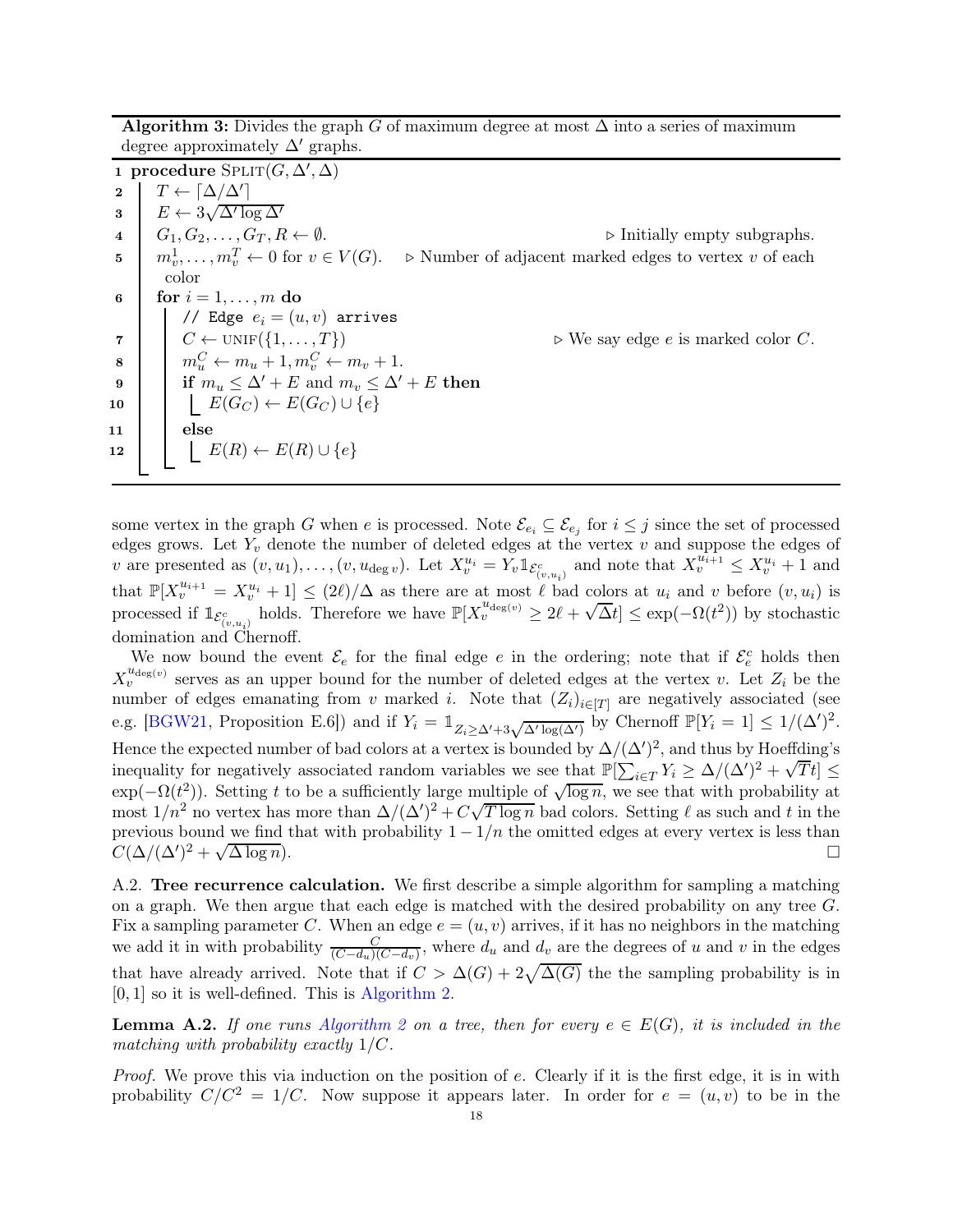**Algorithm 3:** Divides the graph $G$ of maximum degree at most $\Delta$ into a series of maximum degree approximately $\Delta'$ graphs.

```
1  procedure Split(G, Δ', Δ)
2  |  T ← ⌈Δ/Δ'⌉
3  |  E ← 3√(Δ' log Δ')
4  |  G_1, G_2, ..., G_T, R ← ∅.                        ▷ Initially empty subgraphs.
5  |  m_v^1, ..., m_v^T ← 0 for v ∈ V(G).    ▷ Number of adjacent marked edges to vertex v of each
   |     color
6  |  for i = 1, ..., m do
   |  |  // Edge e_i = (u, v) arrives
7  |  |  C ← unif({1, ..., T})                        ▷ We say edge e is marked color C.
8  |  |  m_u^C ← m_u + 1, m_v^C ← m_v + 1.
9  |  |  if m_u ≤ Δ' + E and m_v ≤ Δ' + E then
10 |  |  |  E(G_C) ← E(G_C) ∪ {e}
11 |  |  else
12 |  |  |  E(R) ← E(R) ∪ {e}
```

some vertex in the graph $G$ when $e$ is processed. Note $\mathcal{E}_{e_i} \subseteq \mathcal{E}_{e_j}$ for $i \le j$ since the set of processed edges grows. Let $Y_v$ denote the number of deleted edges at the vertex $v$ and suppose the edges of $v$ are presented as $(v, u_1), \ldots, (v, u_{\deg v})$. Let $X_v^{u_i} = Y_v \mathbb{1}_{\mathcal{E}^c_{(v,u_i)}}$ and note that $X_v^{u_{i+1}} \le X_v^{u_i} + 1$ and that $\mathbb{P}[X_v^{u_{i+1}} = X_v^{u_i} + 1] \le (2\ell)/\Delta$ as there are at most $\ell$ bad colors at $u_i$ and $v$ before $(v, u_i)$ is processed if $\mathbb{1}_{\mathcal{E}^c_{(v,u_i)}}$ holds. Therefore we have $\mathbb{P}[X_v^{u_{\deg(v)}} \ge 2\ell + \sqrt{\Delta}t] \le \exp(-\Omega(t^2))$ by stochastic domination and Chernoff.

We now bound the event $\mathcal{E}_e$ for the final edge $e$ in the ordering; note that if $\mathcal{E}^c_e$ holds then $X_v^{u_{\deg(v)}}$ serves as an upper bound for the number of deleted edges at the vertex $v$. Let $Z_i$ be the number of edges emanating from $v$ marked $i$. Note that $(Z_i)_{i \in [T]}$ are negatively associated (see e.g. [BGW21, Proposition E.6]) and if $Y_i = \mathbb{1}_{Z_i \ge \Delta' + 3\sqrt{\Delta' \log(\Delta')}}$ by Chernoff $\mathbb{P}[Y_i = 1] \le 1/(\Delta')^2$. Hence the expected number of bad colors at a vertex is bounded by $\Delta/(\Delta')^2$, and thus by Hoeffding's inequality for negatively associated random variables we see that $\mathbb{P}[\sum_{i \in T} Y_i \ge \Delta/(\Delta')^2 + \sqrt{T}t] \le \exp(-\Omega(t^2))$. Setting $t$ to be a sufficiently large multiple of $\sqrt{\log n}$, we see that with probability at most $1/n^2$ no vertex has more than $\Delta/(\Delta')^2 + C\sqrt{T \log n}$ bad colors. Setting $\ell$ as such and $t$ in the previous bound we find that with probability $1 - 1/n$ the omitted edges at every vertex is less than $C(\Delta/(\Delta')^2 + \sqrt{\Delta \log n})$. $\square$

A.2. **Tree recurrence calculation.** We first describe a simple algorithm for sampling a matching on a graph. We then argue that each edge is matched with the desired probability on any tree $G$. Fix a sampling parameter $C$. When an edge $e = (u, v)$ arrives, if it has no neighbors in the matching we add it in with probability $\frac{C}{(C - d_u)(C - d_v)}$, where $d_u$ and $d_v$ are the degrees of $u$ and $v$ in the edges that have already arrived. Note that if $C > \Delta(G) + 2\sqrt{\Delta(G)}$ the the sampling probability is in $[0, 1]$ so it is well-defined. This is Algorithm 2.

**Lemma A.2.** *If one runs Algorithm 2 on a tree, then for every $e \in E(G)$, it is included in the matching with probability exactly $1/C$.*

*Proof.* We prove this via induction on the position of $e$. Clearly if it is the first edge, it is in with probability $C/C^2 = 1/C$. Now suppose it appears later. In order for $e = (u, v)$ to be in the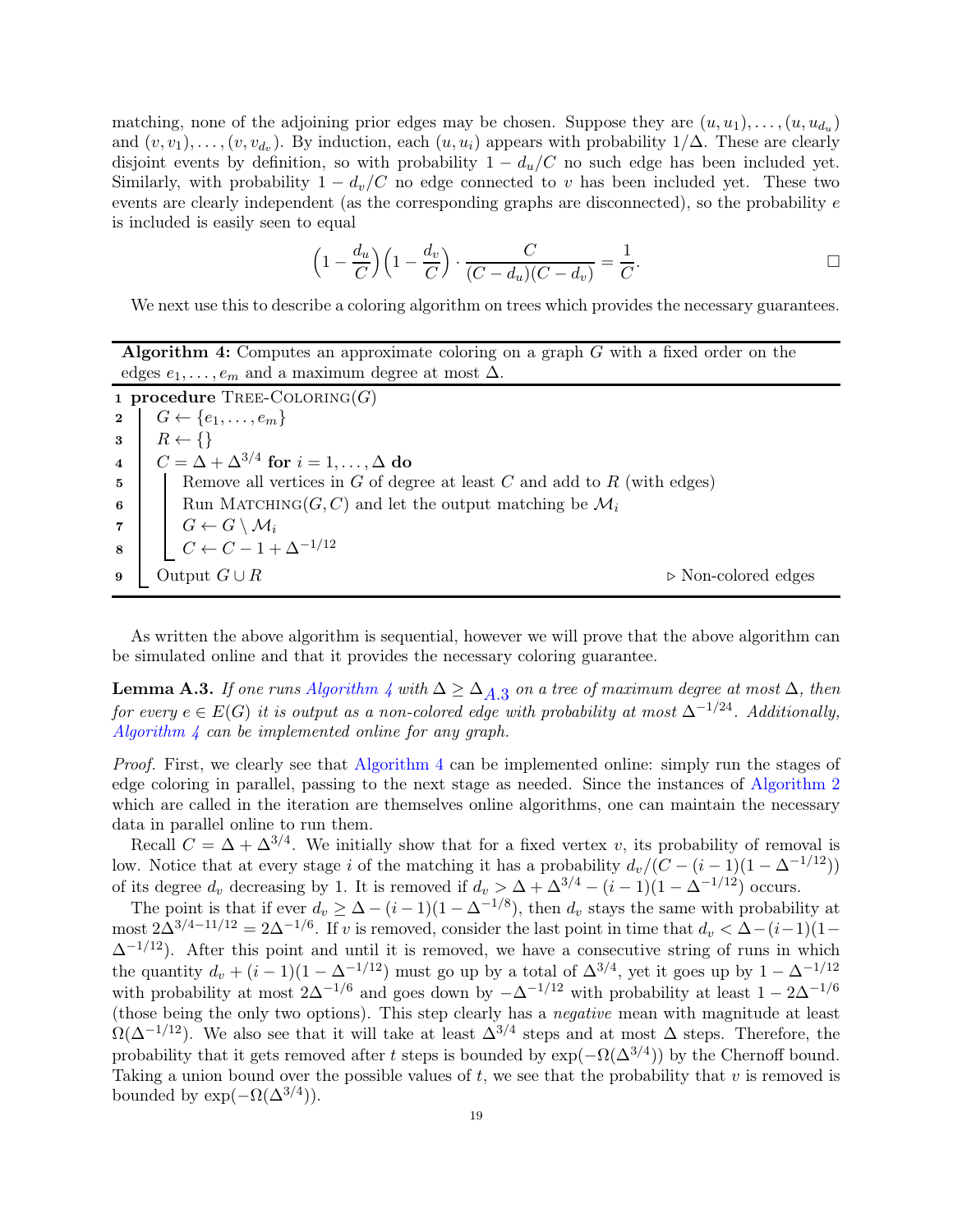matching, none of the adjoining prior edges may be chosen. Suppose they are $(u, u_1), \ldots, (u, u_{d_u})$ and $(v, v_1), \ldots, (v, v_{d_v})$. By induction, each $(u, u_i)$ appears with probability $1/\Delta$. These are clearly disjoint events by definition, so with probability $1 - d_u/C$ no such edge has been included yet. Similarly, with probability $1 - d_v/C$ no edge connected to $v$ has been included yet. These two events are clearly independent (as the corresponding graphs are disconnected), so the probability $e$ is included is easily seen to equal

$$\left(1 - \frac{d_u}{C}\right)\left(1 - \frac{d_v}{C}\right) \cdot \frac{C}{(C - d_u)(C - d_v)} = \frac{1}{C}.$$

□

We next use this to describe a coloring algorithm on trees which provides the necessary guarantees.

**Algorithm 4:** Computes an approximate coloring on a graph $G$ with a fixed order on the edges $e_1, \ldots, e_m$ and a maximum degree at most $\Delta$.

```
1 procedure Tree-Coloring(G)
2     G ← {e_1, ..., e_m}
3     R ← {}
4     C = Δ + Δ^{3/4} for i = 1, ..., Δ do
5         Remove all vertices in G of degree at least C and add to R (with edges)
6         Run Matching(G, C) and let the output matching be M_i
7         G ← G \ M_i
8         C ← C − 1 + Δ^{−1/12}
9     Output G ∪ R                                          ▷ Non-colored edges
```

As written the above algorithm is sequential, however we will prove that the above algorithm can be simulated online and that it provides the necessary coloring guarantee.

**Lemma A.3.** *If one runs Algorithm 4 with $\Delta \geq \Delta_{A.3}$ on a tree of maximum degree at most $\Delta$, then for every $e \in E(G)$ it is output as a non-colored edge with probability at most $\Delta^{-1/24}$. Additionally, Algorithm 4 can be implemented online for any graph.*

*Proof.* First, we clearly see that Algorithm 4 can be implemented online: simply run the stages of edge coloring in parallel, passing to the next stage as needed. Since the instances of Algorithm 2 which are called in the iteration are themselves online algorithms, one can maintain the necessary data in parallel online to run them.

Recall $C = \Delta + \Delta^{3/4}$. We initially show that for a fixed vertex $v$, its probability of removal is low. Notice that at every stage $i$ of the matching it has a probability $d_v/(C - (i-1)(1 - \Delta^{-1/12}))$ of its degree $d_v$ decreasing by 1. It is removed if $d_v > \Delta + \Delta^{3/4} - (i-1)(1 - \Delta^{-1/12})$ occurs.

The point is that if ever $d_v \geq \Delta - (i-1)(1 - \Delta^{-1/8})$, then $d_v$ stays the same with probability at most $2\Delta^{3/4 - 11/12} = 2\Delta^{-1/6}$. If $v$ is removed, consider the last point in time that $d_v < \Delta - (i-1)(1 - \Delta^{-1/12})$. After this point and until it is removed, we have a consecutive string of runs in which the quantity $d_v + (i-1)(1 - \Delta^{-1/12})$ must go up by a total of $\Delta^{3/4}$, yet it goes up by $1 - \Delta^{-1/12}$ with probability at most $2\Delta^{-1/6}$ and goes down by $-\Delta^{-1/12}$ with probability at least $1 - 2\Delta^{-1/6}$ (those being the only two options). This step clearly has a *negative* mean with magnitude at least $\Omega(\Delta^{-1/12})$. We also see that it will take at least $\Delta^{3/4}$ steps and at most $\Delta$ steps. Therefore, the probability that it gets removed after $t$ steps is bounded by $\exp(-\Omega(\Delta^{3/4}))$ by the Chernoff bound. Taking a union bound over the possible values of $t$, we see that the probability that $v$ is removed is bounded by $\exp(-\Omega(\Delta^{3/4}))$.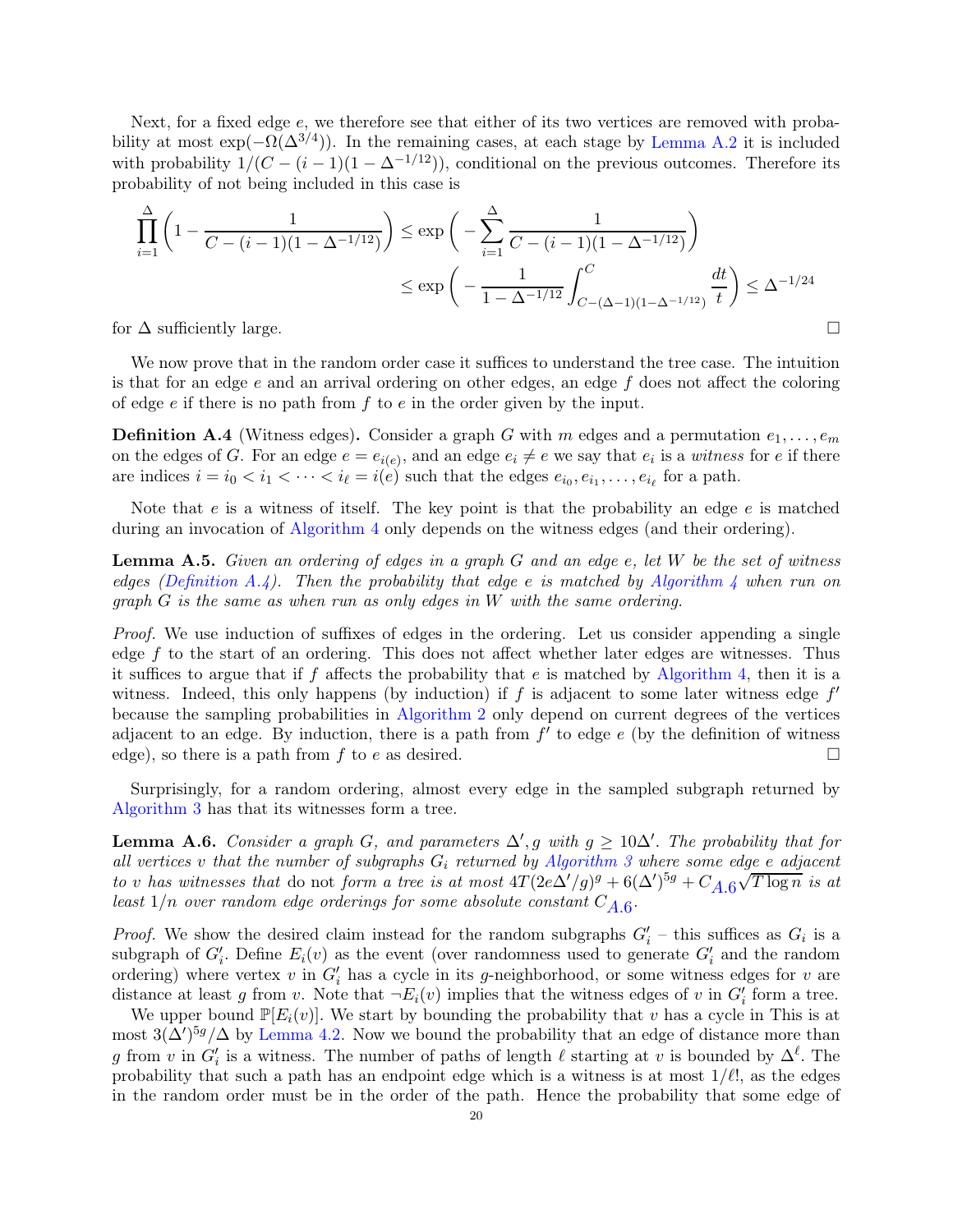Next, for a fixed edge $e$, we therefore see that either of its two vertices are removed with probability at most $\exp(-\Omega(\Delta^{3/4}))$. In the remaining cases, at each stage by Lemma A.2 it is included with probability $1/(C-(i-1)(1-\Delta^{-1/12}))$, conditional on the previous outcomes. Therefore its probability of not being included in this case is

$$\prod_{i=1}^{\Delta}\left(1-\frac{1}{C-(i-1)(1-\Delta^{-1/12})}\right) \le \exp\left(-\sum_{i=1}^{\Delta}\frac{1}{C-(i-1)(1-\Delta^{-1/12})}\right)$$
$$\le \exp\left(-\frac{1}{1-\Delta^{-1/12}}\int_{C-(\Delta-1)(1-\Delta^{-1/12})}^{C}\frac{dt}{t}\right) \le \Delta^{-1/24}$$

for $\Delta$ sufficiently large. □

We now prove that in the random order case it suffices to understand the tree case. The intuition is that for an edge $e$ and an arrival ordering on other edges, an edge $f$ does not affect the coloring of edge $e$ if there is no path from $f$ to $e$ in the order given by the input.

**Definition A.4** (Witness edges). Consider a graph $G$ with $m$ edges and a permutation $e_1, \dots, e_m$ on the edges of $G$. For an edge $e = e_{i(e)}$, and an edge $e_i \neq e$ we say that $e_i$ is a *witness* for $e$ if there are indices $i = i_0 < i_1 < \cdots < i_\ell = i(e)$ such that the edges $e_{i_0}, e_{i_1}, \dots, e_{i_\ell}$ for a path.

Note that $e$ is a witness of itself. The key point is that the probability an edge $e$ is matched during an invocation of Algorithm 4 only depends on the witness edges (and their ordering).

**Lemma A.5.** *Given an ordering of edges in a graph $G$ and an edge $e$, let $W$ be the set of witness edges (Definition A.4). Then the probability that edge $e$ is matched by Algorithm 4 when run on graph $G$ is the same as when run as only edges in $W$ with the same ordering.*

*Proof.* We use induction of suffixes of edges in the ordering. Let us consider appending a single edge $f$ to the start of an ordering. This does not affect whether later edges are witnesses. Thus it suffices to argue that if $f$ affects the probability that $e$ is matched by Algorithm 4, then it is a witness. Indeed, this only happens (by induction) if $f$ is adjacent to some later witness edge $f'$ because the sampling probabilities in Algorithm 2 only depend on current degrees of the vertices adjacent to an edge. By induction, there is a path from $f'$ to edge $e$ (by the definition of witness edge), so there is a path from $f$ to $e$ as desired. □

Surprisingly, for a random ordering, almost every edge in the sampled subgraph returned by Algorithm 3 has that its witnesses form a tree.

**Lemma A.6.** *Consider a graph $G$, and parameters $\Delta', g$ with $g \ge 10\Delta'$. The probability that for all vertices $v$ that the number of subgraphs $G_i$ returned by Algorithm 3 where some edge $e$ adjacent to $v$ has witnesses that* do not *form a tree is at most $4T(2e\Delta'/g)^g + 6(\Delta')^{5g} + C_{A.6}\sqrt{T\log n}$ is at least $1/n$ over random edge orderings for some absolute constant $C_{A.6}$.*

*Proof.* We show the desired claim instead for the random subgraphs $G_i'$ – this suffices as $G_i$ is a subgraph of $G_i'$. Define $E_i(v)$ as the event (over randomness used to generate $G_i'$ and the random ordering) where vertex $v$ in $G_i'$ has a cycle in its $g$-neighborhood, or some witness edges for $v$ are distance at least $g$ from $v$. Note that $\neg E_i(v)$ implies that the witness edges of $v$ in $G_i'$ form a tree.

We upper bound $\mathbb{P}[E_i(v)]$. We start by bounding the probability that $v$ has a cycle in This is at most $3(\Delta')^{5g}/\Delta$ by Lemma 4.2. Now we bound the probability that an edge of distance more than $g$ from $v$ in $G_i'$ is a witness. The number of paths of length $\ell$ starting at $v$ is bounded by $\Delta^\ell$. The probability that such a path has an endpoint edge which is a witness is at most $1/\ell!$, as the edges in the random order must be in the order of the path. Hence the probability that some edge of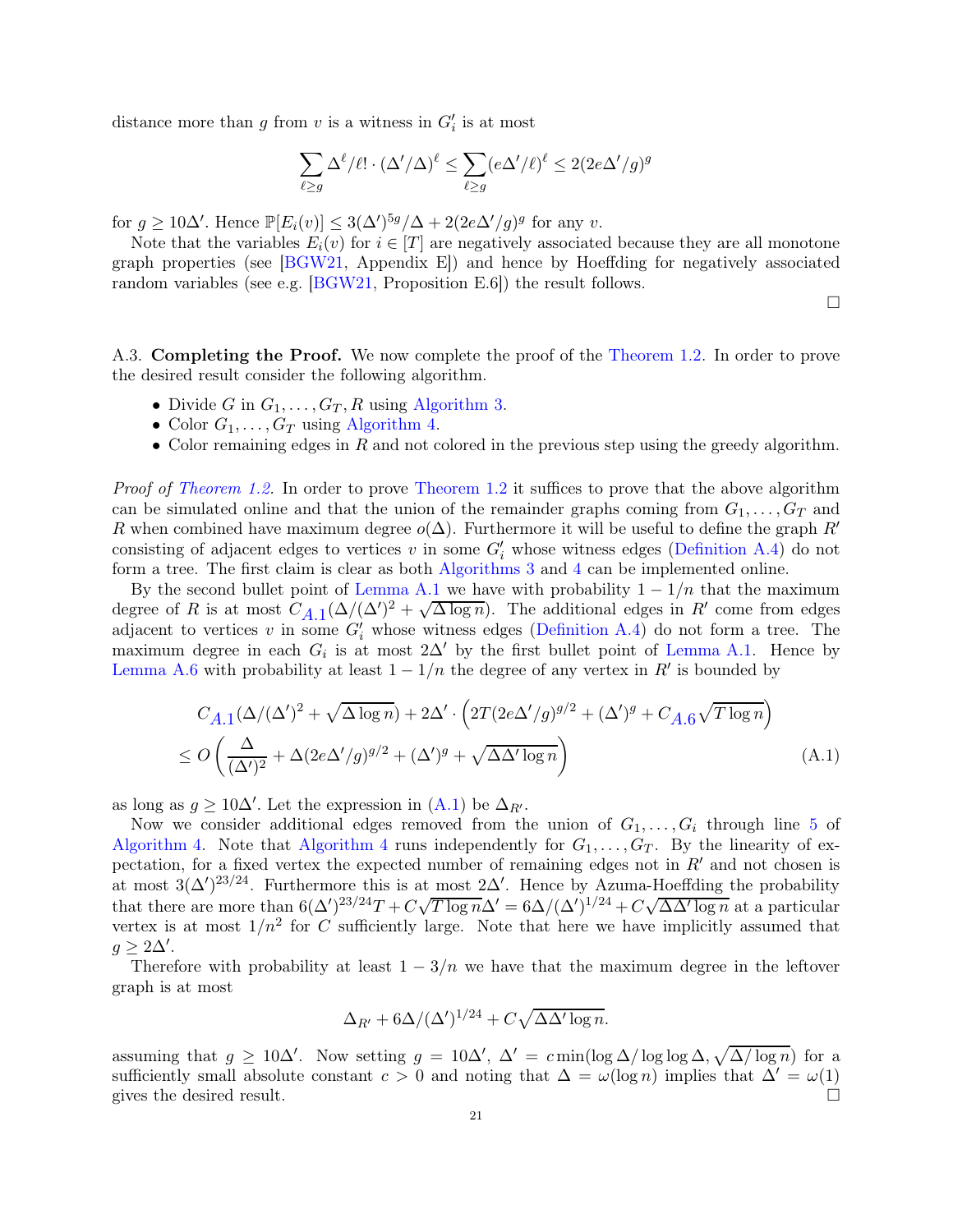distance more than $g$ from $v$ is a witness in $G_i'$ is at most

$$\sum_{\ell \geq g} \Delta^\ell/\ell! \cdot (\Delta'/\Delta)^\ell \leq \sum_{\ell \geq g} (e\Delta'/\ell)^\ell \leq 2(2e\Delta'/g)^g$$

for $g \geq 10\Delta'$. Hence $\mathbb{P}[E_i(v)] \leq 3(\Delta')^{5g}/\Delta + 2(2e\Delta'/g)^g$ for any $v$.

Note that the variables $E_i(v)$ for $i \in [T]$ are negatively associated because they are all monotone graph properties (see [BGW21, Appendix E]) and hence by Hoeffding for negatively associated random variables (see e.g. [BGW21, Proposition E.6]) the result follows. □

A.3. **Completing the Proof.** We now complete the proof of the Theorem 1.2. In order to prove the desired result consider the following algorithm.

- Divide $G$ in $G_1, \dots, G_T, R$ using Algorithm 3.
- Color $G_1, \dots, G_T$ using Algorithm 4.
- Color remaining edges in $R$ and not colored in the previous step using the greedy algorithm.

*Proof of Theorem 1.2.* In order to prove Theorem 1.2 it suffices to prove that the above algorithm can be simulated online and that the union of the remainder graphs coming from $G_1, \dots, G_T$ and $R$ when combined have maximum degree $o(\Delta)$. Furthermore it will be useful to define the graph $R'$ consisting of adjacent edges to vertices $v$ in some $G_i'$ whose witness edges (Definition A.4) do not form a tree. The first claim is clear as both Algorithms 3 and 4 can be implemented online.

By the second bullet point of Lemma A.1 we have with probability $1 - 1/n$ that the maximum degree of $R$ is at most $C_{A.1}(\Delta/(\Delta')^2 + \sqrt{\Delta \log n})$. The additional edges in $R'$ come from edges adjacent to vertices $v$ in some $G_i'$ whose witness edges (Definition A.4) do not form a tree. The maximum degree in each $G_i$ is at most $2\Delta'$ by the first bullet point of Lemma A.1. Hence by Lemma A.6 with probability at least $1 - 1/n$ the degree of any vertex in $R'$ is bounded by

$$\begin{aligned}
&C_{A.1}(\Delta/(\Delta')^2 + \sqrt{\Delta \log n}) + 2\Delta' \cdot \left(2T(2e\Delta'/g)^{g/2} + (\Delta')^g + C_{A.6}\sqrt{T \log n}\right) \\
&\leq O\left(\frac{\Delta}{(\Delta')^2} + \Delta(2e\Delta'/g)^{g/2} + (\Delta')^g + \sqrt{\Delta\Delta' \log n}\right) \qquad \text{(A.1)}
\end{aligned}$$

as long as $g \geq 10\Delta'$. Let the expression in (A.1) be $\Delta_{R'}$.

Now we consider additional edges removed from the union of $G_1, \dots, G_i$ through line 5 of Algorithm 4. Note that Algorithm 4 runs independently for $G_1, \dots, G_T$. By the linearity of expectation, for a fixed vertex the expected number of remaining edges not in $R'$ and not chosen is at most $3(\Delta')^{23/24}$. Furthermore this is at most $2\Delta'$. Hence by Azuma-Hoeffding the probability that there are more than $6(\Delta')^{23/24}T + C\sqrt{T \log n}\Delta' = 6\Delta/(\Delta')^{1/24} + C\sqrt{\Delta\Delta' \log n}$ at a particular vertex is at most $1/n^2$ for $C$ sufficiently large. Note that here we have implicitly assumed that $g \geq 2\Delta'$.

Therefore with probability at least $1 - 3/n$ we have that the maximum degree in the leftover graph is at most

$$\Delta_{R'} + 6\Delta/(\Delta')^{1/24} + C\sqrt{\Delta\Delta' \log n}.$$

assuming that $g \geq 10\Delta'$. Now setting $g = 10\Delta'$, $\Delta' = c \min(\log \Delta/\log\log \Delta, \sqrt{\Delta/\log n})$ for a sufficiently small absolute constant $c > 0$ and noting that $\Delta = \omega(\log n)$ implies that $\Delta' = \omega(1)$ gives the desired result. □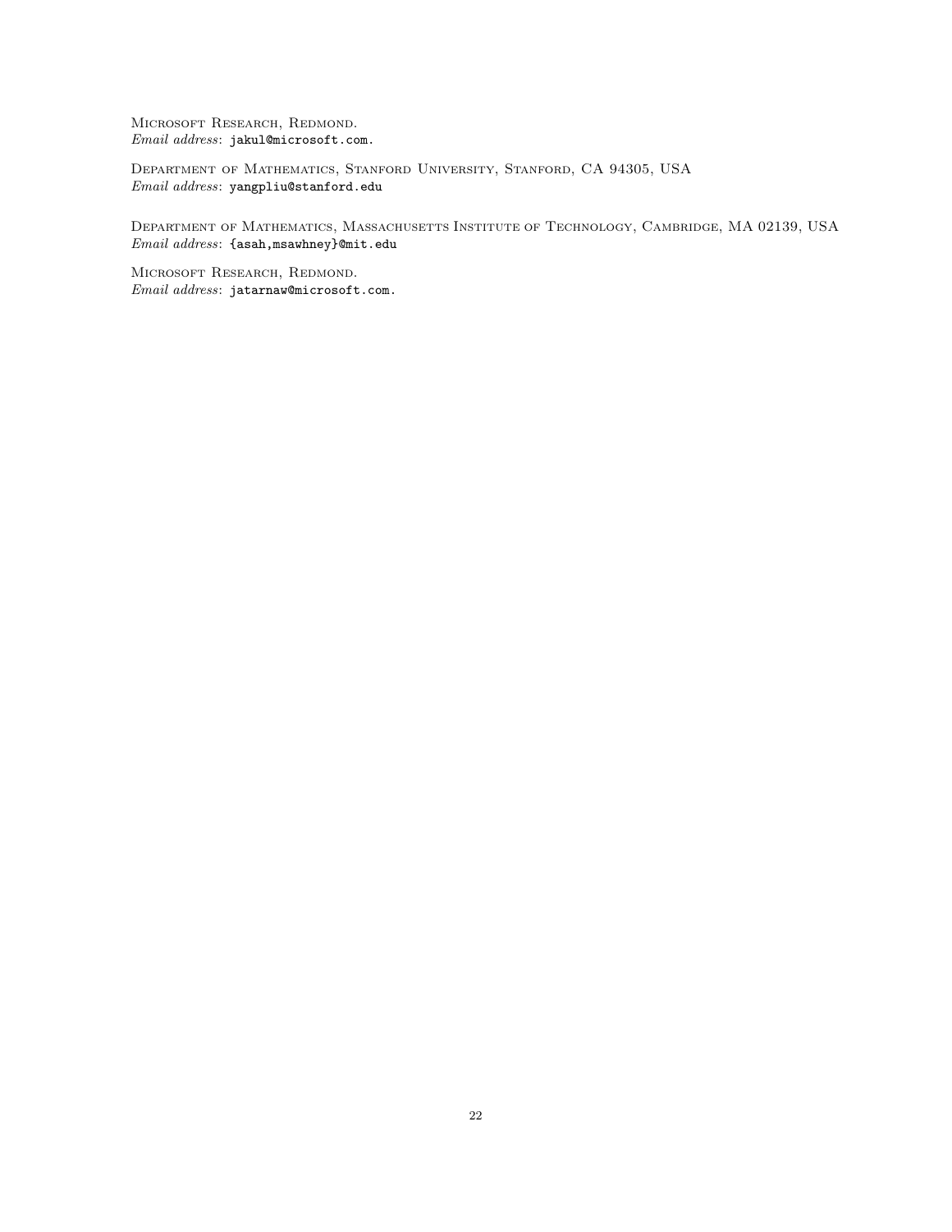Microsoft Research, Redmond.
*Email address*: jakul@microsoft.com.

Department of Mathematics, Stanford University, Stanford, CA 94305, USA
*Email address*: yangpliu@stanford.edu

Department of Mathematics, Massachusetts Institute of Technology, Cambridge, MA 02139, USA
*Email address*: {asah,msawhney}@mit.edu

Microsoft Research, Redmond.
*Email address*: jatarnaw@microsoft.com.